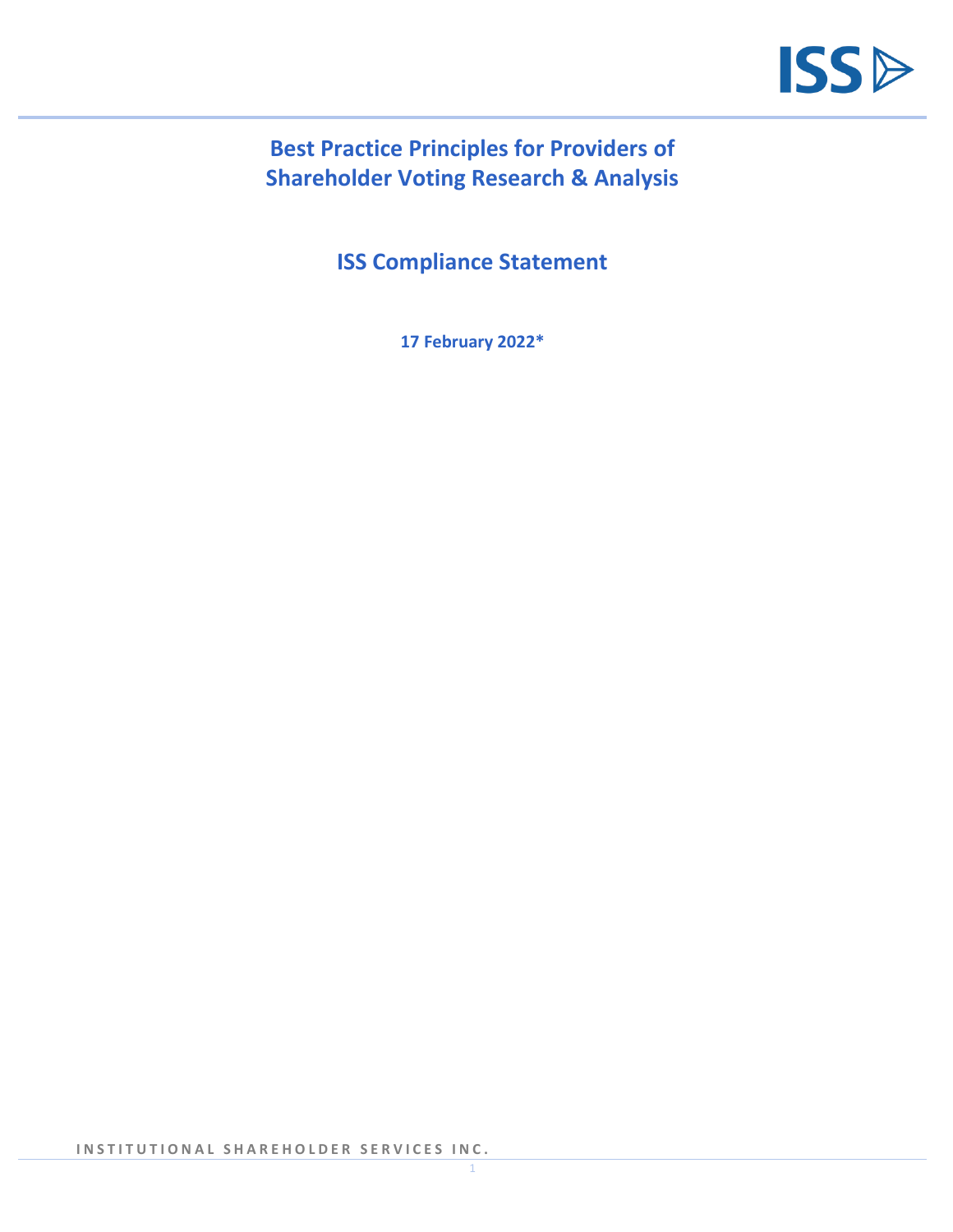# Best Practice Principles for Providers of Shareholder Voting Research & Analysis

## ISS Compliance Statement

**17 February 2022***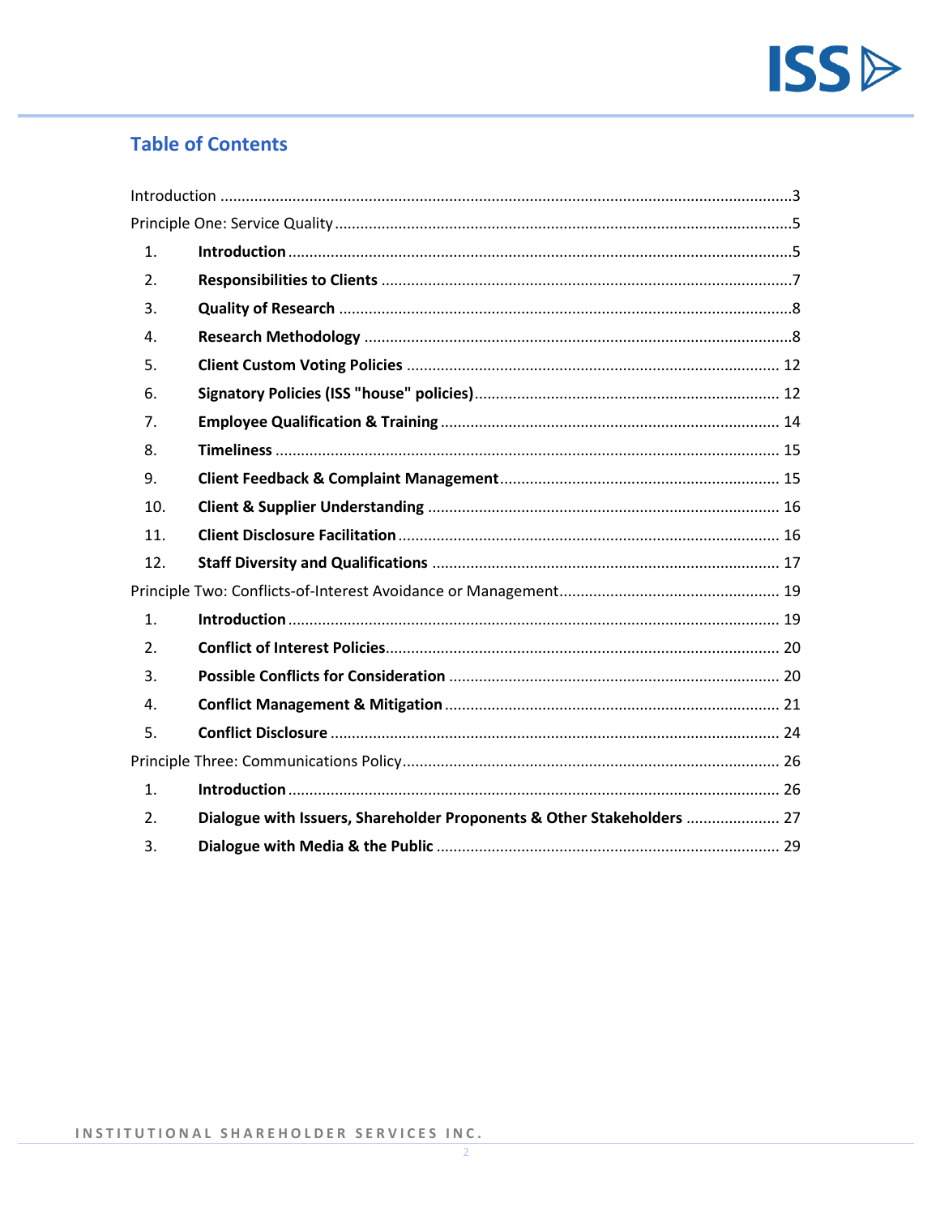## Table of Contents

Introduction ....................................................................................................................................3

Principle One: Service Quality ..........................................................................................................5

1. **Introduction** ..........................................................................................................................5
2. **Responsibilities to Clients** ......................................................................................................7
3. **Quality of Research** ...............................................................................................................8
4. **Research Methodology** ..........................................................................................................8
5. **Client Custom Voting Policies** ................................................................................................ 12
6. **Signatory Policies (ISS "house" policies)** ................................................................................. 12
7. **Employee Qualification & Training** ......................................................................................... 14
8. **Timeliness** ............................................................................................................................. 15
9. **Client Feedback & Complaint Management** ............................................................................ 15
10. **Client & Supplier Understanding** .......................................................................................... 16
11. **Client Disclosure Facilitation** ................................................................................................. 16
12. **Staff Diversity and Qualifications** .......................................................................................... 17

Principle Two: Conflicts-of-Interest Avoidance or Management ....................................................... 19

1. **Introduction** .......................................................................................................................... 19
2. **Conflict of Interest Policies** ..................................................................................................... 20
3. **Possible Conflicts for Consideration** ........................................................................................ 20
4. **Conflict Management & Mitigation** ......................................................................................... 21
5. **Conflict Disclosure** ................................................................................................................. 24

Principle Three: Communications Policy ........................................................................................... 26

1. **Introduction** .......................................................................................................................... 26
2. **Dialogue with Issuers, Shareholder Proponents & Other Stakeholders** ...................................... 27
3. **Dialogue with Media & the Public** ........................................................................................... 29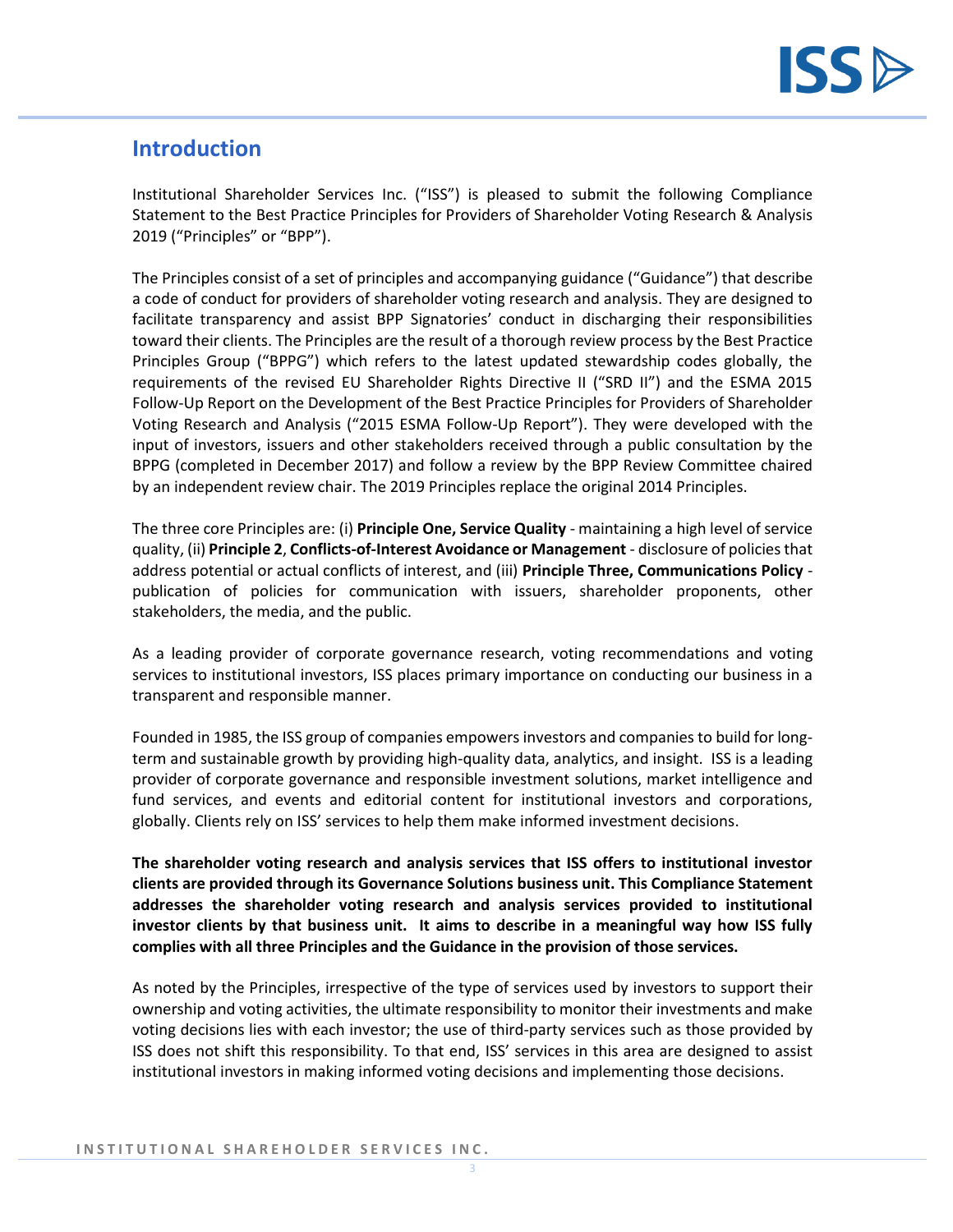## Introduction

Institutional Shareholder Services Inc. ("ISS") is pleased to submit the following Compliance Statement to the Best Practice Principles for Providers of Shareholder Voting Research & Analysis 2019 ("Principles" or "BPP").

The Principles consist of a set of principles and accompanying guidance ("Guidance") that describe a code of conduct for providers of shareholder voting research and analysis. They are designed to facilitate transparency and assist BPP Signatories' conduct in discharging their responsibilities toward their clients. The Principles are the result of a thorough review process by the Best Practice Principles Group ("BPPG") which refers to the latest updated stewardship codes globally, the requirements of the revised EU Shareholder Rights Directive II ("SRD II") and the ESMA 2015 Follow-Up Report on the Development of the Best Practice Principles for Providers of Shareholder Voting Research and Analysis ("2015 ESMA Follow-Up Report"). They were developed with the input of investors, issuers and other stakeholders received through a public consultation by the BPPG (completed in December 2017) and follow a review by the BPP Review Committee chaired by an independent review chair. The 2019 Principles replace the original 2014 Principles.

The three core Principles are: (i) **Principle One, Service Quality** - maintaining a high level of service quality, (ii) **Principle 2**, **Conflicts-of-Interest Avoidance or Management** - disclosure of policies that address potential or actual conflicts of interest, and (iii) **Principle Three, Communications Policy** - publication of policies for communication with issuers, shareholder proponents, other stakeholders, the media, and the public.

As a leading provider of corporate governance research, voting recommendations and voting services to institutional investors, ISS places primary importance on conducting our business in a transparent and responsible manner.

Founded in 1985, the ISS group of companies empowers investors and companies to build for long-term and sustainable growth by providing high-quality data, analytics, and insight. ISS is a leading provider of corporate governance and responsible investment solutions, market intelligence and fund services, and events and editorial content for institutional investors and corporations, globally. Clients rely on ISS' services to help them make informed investment decisions.

**The shareholder voting research and analysis services that ISS offers to institutional investor clients are provided through its Governance Solutions business unit. This Compliance Statement addresses the shareholder voting research and analysis services provided to institutional investor clients by that business unit. It aims to describe in a meaningful way how ISS fully complies with all three Principles and the Guidance in the provision of those services.**

As noted by the Principles, irrespective of the type of services used by investors to support their ownership and voting activities, the ultimate responsibility to monitor their investments and make voting decisions lies with each investor; the use of third-party services such as those provided by ISS does not shift this responsibility. To that end, ISS' services in this area are designed to assist institutional investors in making informed voting decisions and implementing those decisions.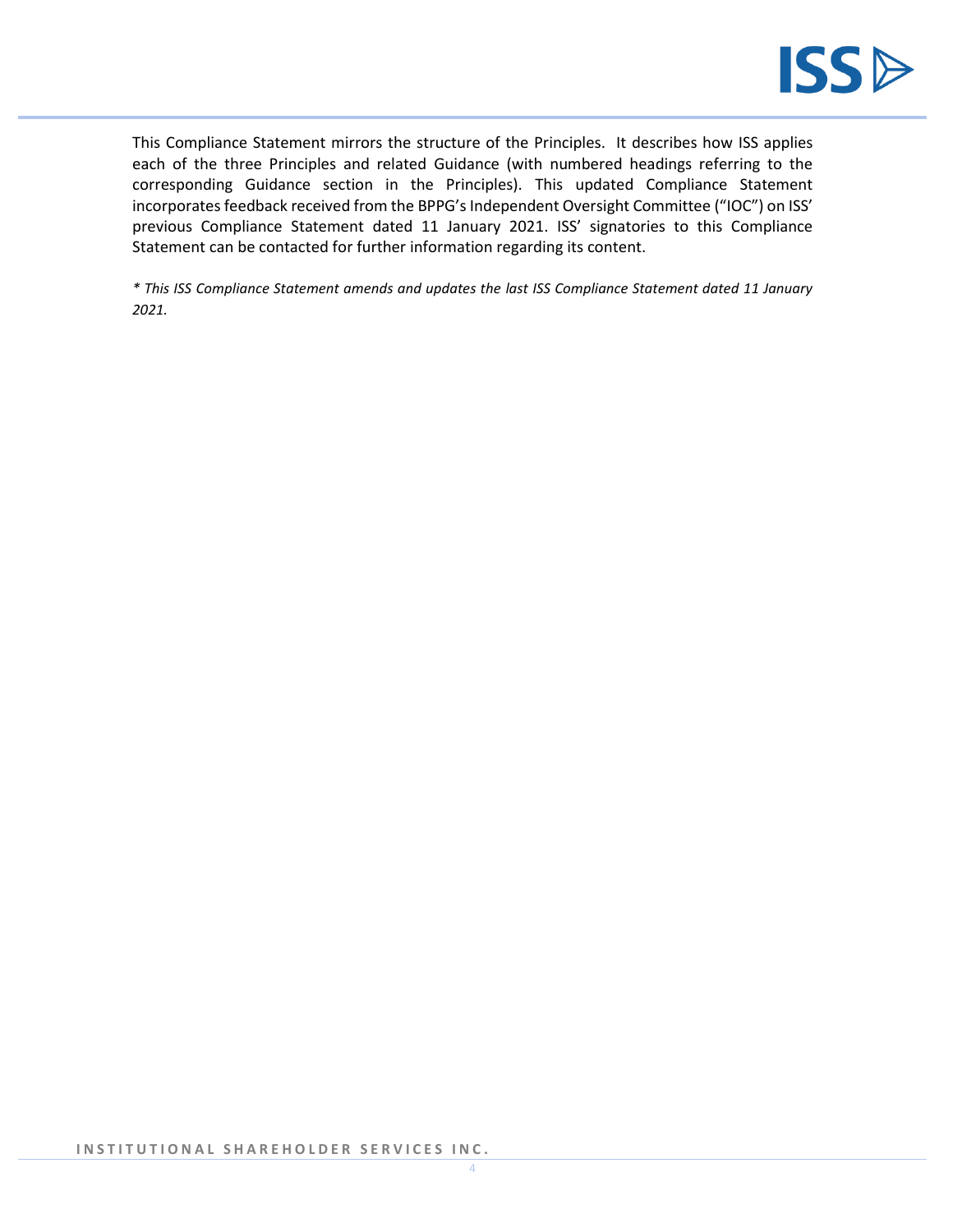This Compliance Statement mirrors the structure of the Principles. It describes how ISS applies each of the three Principles and related Guidance (with numbered headings referring to the corresponding Guidance section in the Principles). This updated Compliance Statement incorporates feedback received from the BPPG's Independent Oversight Committee ("IOC") on ISS' previous Compliance Statement dated 11 January 2021. ISS' signatories to this Compliance Statement can be contacted for further information regarding its content.

*\* This ISS Compliance Statement amends and updates the last ISS Compliance Statement dated 11 January 2021.*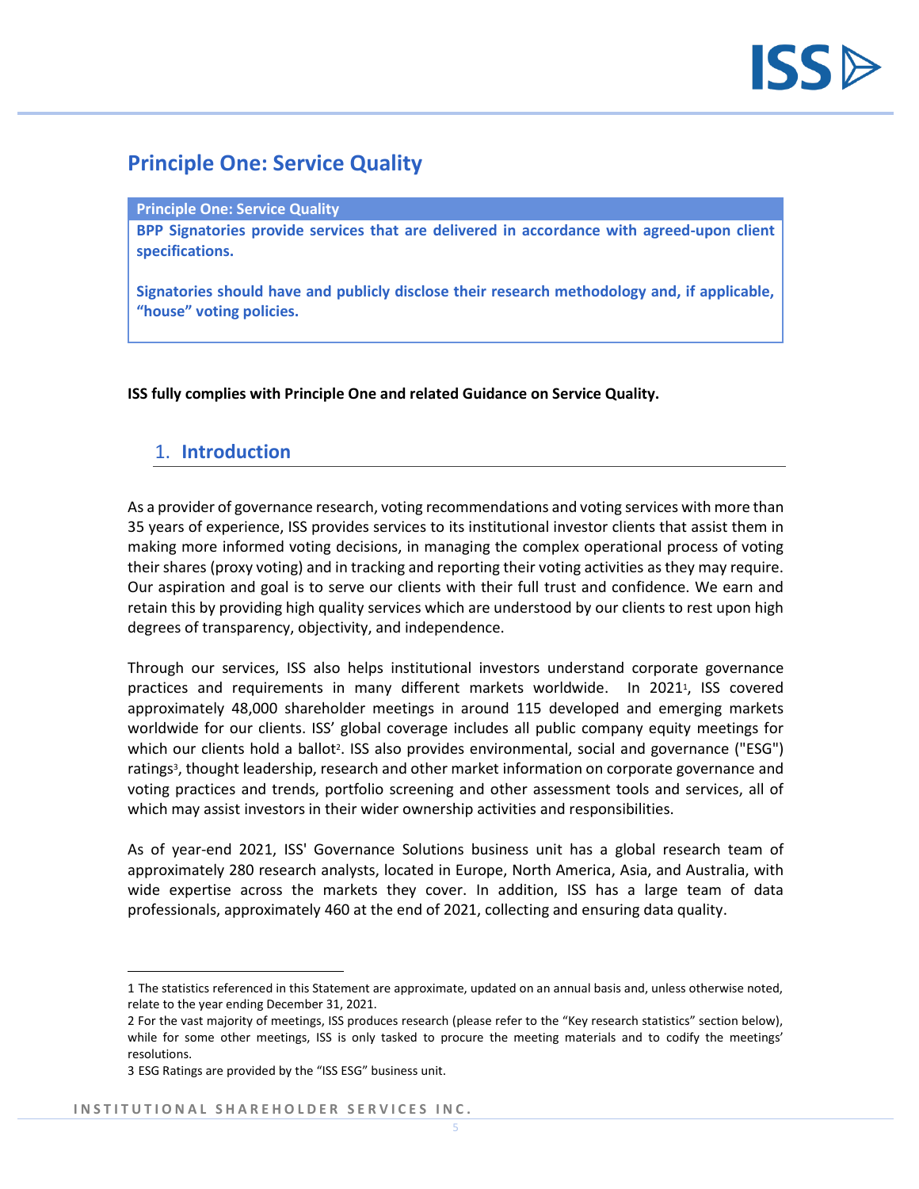# Principle One: Service Quality

**Principle One: Service Quality**

**BPP Signatories provide services that are delivered in accordance with agreed-upon client specifications.**

**Signatories should have and publicly disclose their research methodology and, if applicable, "house" voting policies.**

**ISS fully complies with Principle One and related Guidance on Service Quality.**

## 1. Introduction

As a provider of governance research, voting recommendations and voting services with more than 35 years of experience, ISS provides services to its institutional investor clients that assist them in making more informed voting decisions, in managing the complex operational process of voting their shares (proxy voting) and in tracking and reporting their voting activities as they may require. Our aspiration and goal is to serve our clients with their full trust and confidence. We earn and retain this by providing high quality services which are understood by our clients to rest upon high degrees of transparency, objectivity, and independence.

Through our services, ISS also helps institutional investors understand corporate governance practices and requirements in many different markets worldwide. In 2021[1], ISS covered approximately 48,000 shareholder meetings in around 115 developed and emerging markets worldwide for our clients. ISS' global coverage includes all public company equity meetings for which our clients hold a ballot[2]. ISS also provides environmental, social and governance ("ESG") ratings[3], thought leadership, research and other market information on corporate governance and voting practices and trends, portfolio screening and other assessment tools and services, all of which may assist investors in their wider ownership activities and responsibilities.

As of year-end 2021, ISS' Governance Solutions business unit has a global research team of approximately 280 research analysts, located in Europe, North America, Asia, and Australia, with wide expertise across the markets they cover. In addition, ISS has a large team of data professionals, approximately 460 at the end of 2021, collecting and ensuring data quality.

1 The statistics referenced in this Statement are approximate, updated on an annual basis and, unless otherwise noted, relate to the year ending December 31, 2021.

2 For the vast majority of meetings, ISS produces research (please refer to the "Key research statistics" section below), while for some other meetings, ISS is only tasked to procure the meeting materials and to codify the meetings' resolutions.

3 ESG Ratings are provided by the "ISS ESG" business unit.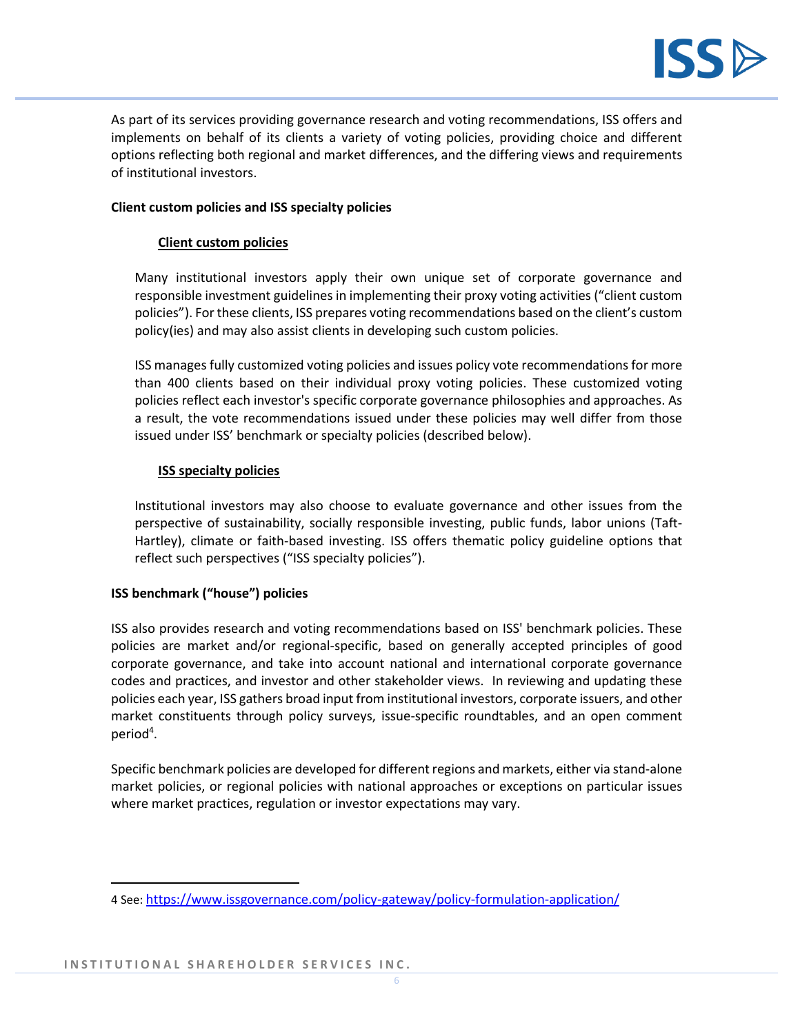As part of its services providing governance research and voting recommendations, ISS offers and implements on behalf of its clients a variety of voting policies, providing choice and different options reflecting both regional and market differences, and the differing views and requirements of institutional investors.

**Client custom policies and ISS specialty policies**

**Client custom policies**

Many institutional investors apply their own unique set of corporate governance and responsible investment guidelines in implementing their proxy voting activities ("client custom policies"). For these clients, ISS prepares voting recommendations based on the client's custom policy(ies) and may also assist clients in developing such custom policies.

ISS manages fully customized voting policies and issues policy vote recommendations for more than 400 clients based on their individual proxy voting policies. These customized voting policies reflect each investor's specific corporate governance philosophies and approaches. As a result, the vote recommendations issued under these policies may well differ from those issued under ISS' benchmark or specialty policies (described below).

**ISS specialty policies**

Institutional investors may also choose to evaluate governance and other issues from the perspective of sustainability, socially responsible investing, public funds, labor unions (Taft-Hartley), climate or faith-based investing. ISS offers thematic policy guideline options that reflect such perspectives ("ISS specialty policies").

**ISS benchmark ("house") policies**

ISS also provides research and voting recommendations based on ISS' benchmark policies. These policies are market and/or regional-specific, based on generally accepted principles of good corporate governance, and take into account national and international corporate governance codes and practices, and investor and other stakeholder views. In reviewing and updating these policies each year, ISS gathers broad input from institutional investors, corporate issuers, and other market constituents through policy surveys, issue-specific roundtables, and an open comment period[4].

Specific benchmark policies are developed for different regions and markets, either via stand-alone market policies, or regional policies with national approaches or exceptions on particular issues where market practices, regulation or investor expectations may vary.

---

4 See: https://www.issgovernance.com/policy-gateway/policy-formulation-application/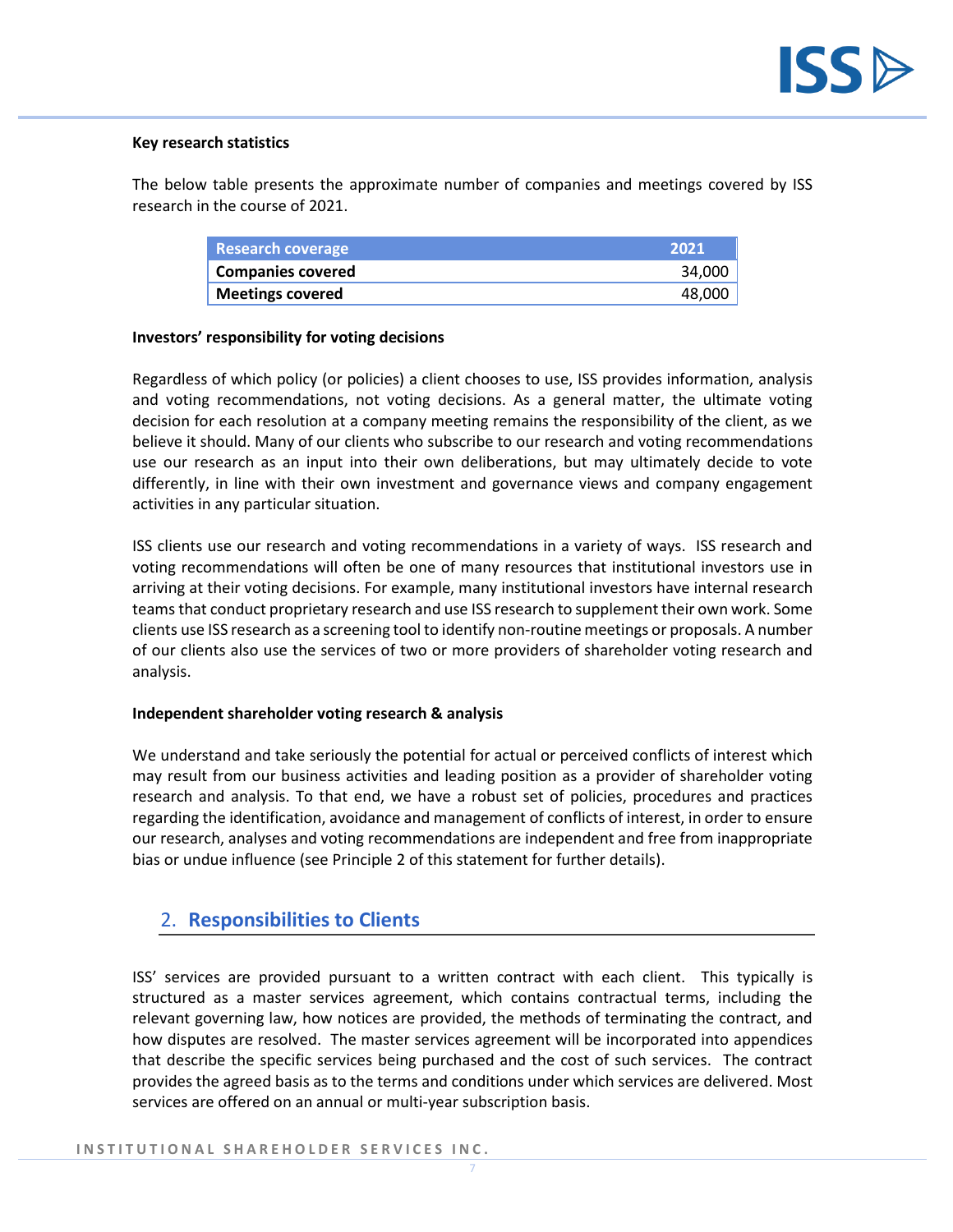**Key research statistics**

The below table presents the approximate number of companies and meetings covered by ISS research in the course of 2021.

| Research coverage | 2021 |
|---|---|
| **Companies covered** | 34,000 |
| **Meetings covered** | 48,000 |

**Investors' responsibility for voting decisions**

Regardless of which policy (or policies) a client chooses to use, ISS provides information, analysis and voting recommendations, not voting decisions. As a general matter, the ultimate voting decision for each resolution at a company meeting remains the responsibility of the client, as we believe it should. Many of our clients who subscribe to our research and voting recommendations use our research as an input into their own deliberations, but may ultimately decide to vote differently, in line with their own investment and governance views and company engagement activities in any particular situation.

ISS clients use our research and voting recommendations in a variety of ways. ISS research and voting recommendations will often be one of many resources that institutional investors use in arriving at their voting decisions. For example, many institutional investors have internal research teams that conduct proprietary research and use ISS research to supplement their own work. Some clients use ISS research as a screening tool to identify non-routine meetings or proposals. A number of our clients also use the services of two or more providers of shareholder voting research and analysis.

**Independent shareholder voting research & analysis**

We understand and take seriously the potential for actual or perceived conflicts of interest which may result from our business activities and leading position as a provider of shareholder voting research and analysis. To that end, we have a robust set of policies, procedures and practices regarding the identification, avoidance and management of conflicts of interest, in order to ensure our research, analyses and voting recommendations are independent and free from inappropriate bias or undue influence (see Principle 2 of this statement for further details).

## 2. Responsibilities to Clients

ISS' services are provided pursuant to a written contract with each client. This typically is structured as a master services agreement, which contains contractual terms, including the relevant governing law, how notices are provided, the methods of terminating the contract, and how disputes are resolved. The master services agreement will be incorporated into appendices that describe the specific services being purchased and the cost of such services. The contract provides the agreed basis as to the terms and conditions under which services are delivered. Most services are offered on an annual or multi-year subscription basis.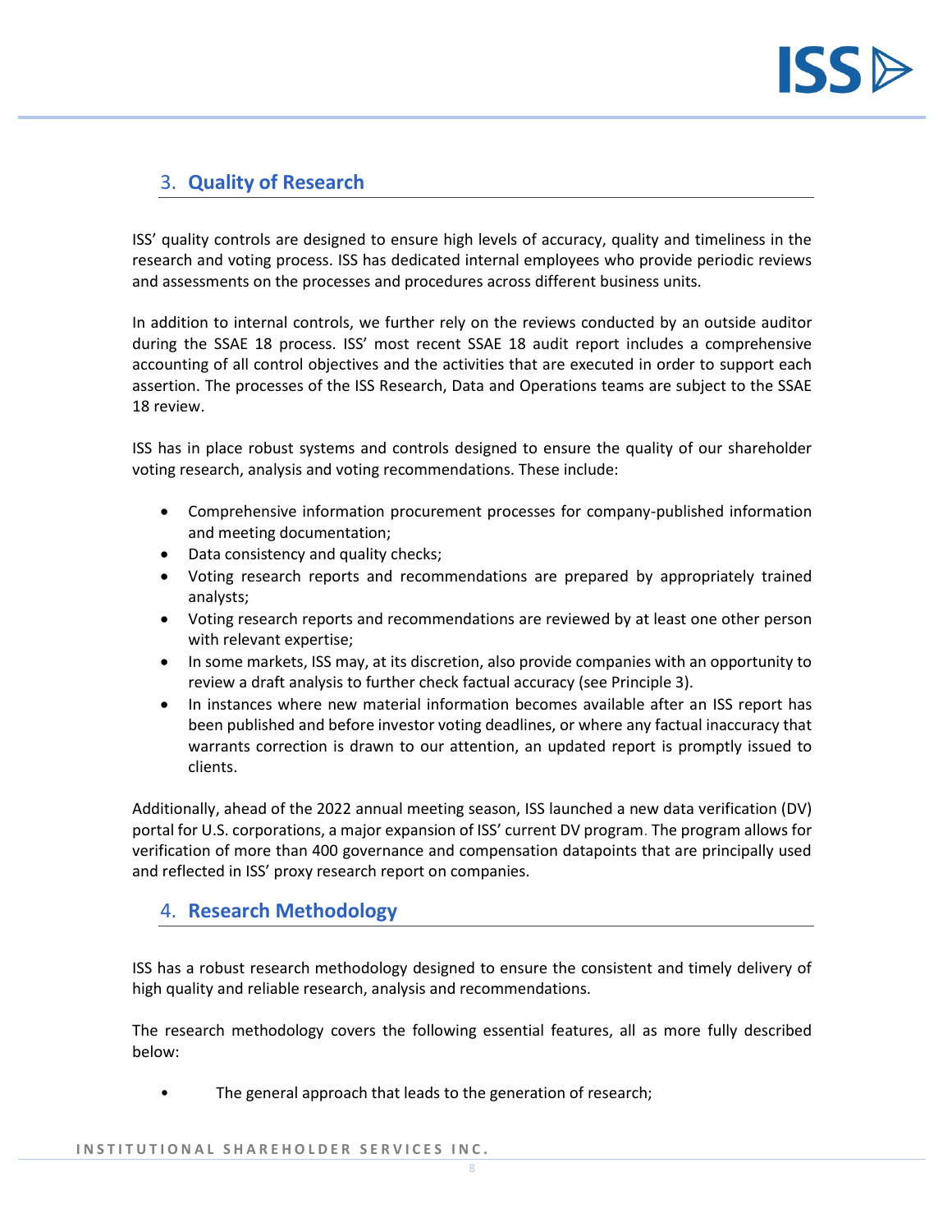## 3. Quality of Research

ISS' quality controls are designed to ensure high levels of accuracy, quality and timeliness in the research and voting process. ISS has dedicated internal employees who provide periodic reviews and assessments on the processes and procedures across different business units.

In addition to internal controls, we further rely on the reviews conducted by an outside auditor during the SSAE 18 process. ISS' most recent SSAE 18 audit report includes a comprehensive accounting of all control objectives and the activities that are executed in order to support each assertion. The processes of the ISS Research, Data and Operations teams are subject to the SSAE 18 review.

ISS has in place robust systems and controls designed to ensure the quality of our shareholder voting research, analysis and voting recommendations. These include:

- Comprehensive information procurement processes for company-published information and meeting documentation;
- Data consistency and quality checks;
- Voting research reports and recommendations are prepared by appropriately trained analysts;
- Voting research reports and recommendations are reviewed by at least one other person with relevant expertise;
- In some markets, ISS may, at its discretion, also provide companies with an opportunity to review a draft analysis to further check factual accuracy (see Principle 3).
- In instances where new material information becomes available after an ISS report has been published and before investor voting deadlines, or where any factual inaccuracy that warrants correction is drawn to our attention, an updated report is promptly issued to clients.

Additionally, ahead of the 2022 annual meeting season, ISS launched a new data verification (DV) portal for U.S. corporations, a major expansion of ISS' current DV program. The program allows for verification of more than 400 governance and compensation datapoints that are principally used and reflected in ISS' proxy research report on companies.

## 4. Research Methodology

ISS has a robust research methodology designed to ensure the consistent and timely delivery of high quality and reliable research, analysis and recommendations.

The research methodology covers the following essential features, all as more fully described below:

- The general approach that leads to the generation of research;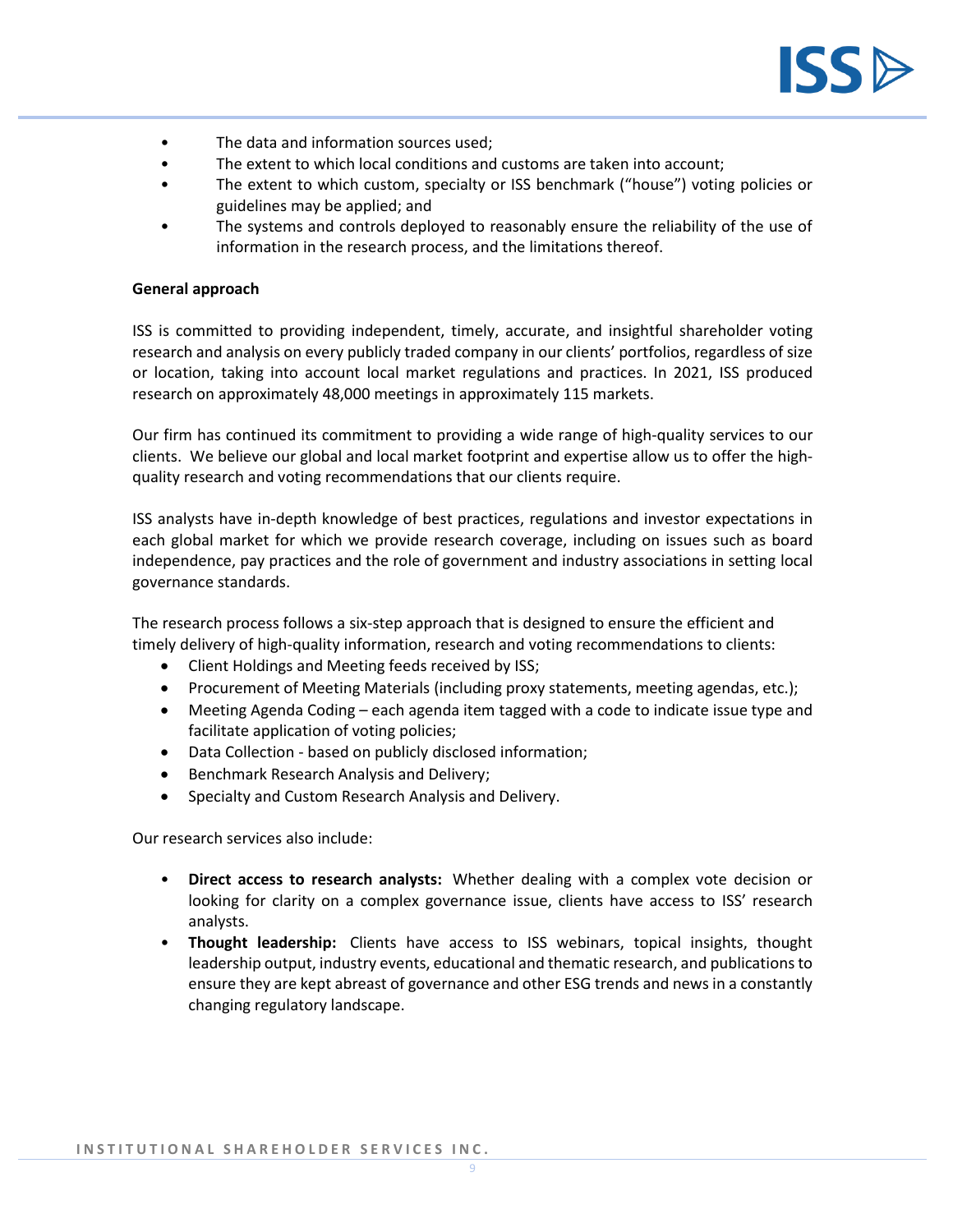- The data and information sources used;
- The extent to which local conditions and customs are taken into account;
- The extent to which custom, specialty or ISS benchmark ("house") voting policies or guidelines may be applied; and
- The systems and controls deployed to reasonably ensure the reliability of the use of information in the research process, and the limitations thereof.

**General approach**

ISS is committed to providing independent, timely, accurate, and insightful shareholder voting research and analysis on every publicly traded company in our clients' portfolios, regardless of size or location, taking into account local market regulations and practices. In 2021, ISS produced research on approximately 48,000 meetings in approximately 115 markets.

Our firm has continued its commitment to providing a wide range of high-quality services to our clients. We believe our global and local market footprint and expertise allow us to offer the high-quality research and voting recommendations that our clients require.

ISS analysts have in-depth knowledge of best practices, regulations and investor expectations in each global market for which we provide research coverage, including on issues such as board independence, pay practices and the role of government and industry associations in setting local governance standards.

The research process follows a six-step approach that is designed to ensure the efficient and timely delivery of high-quality information, research and voting recommendations to clients:

- Client Holdings and Meeting feeds received by ISS;
- Procurement of Meeting Materials (including proxy statements, meeting agendas, etc.);
- Meeting Agenda Coding – each agenda item tagged with a code to indicate issue type and facilitate application of voting policies;
- Data Collection - based on publicly disclosed information;
- Benchmark Research Analysis and Delivery;
- Specialty and Custom Research Analysis and Delivery.

Our research services also include:

- **Direct access to research analysts:** Whether dealing with a complex vote decision or looking for clarity on a complex governance issue, clients have access to ISS' research analysts.
- **Thought leadership:** Clients have access to ISS webinars, topical insights, thought leadership output, industry events, educational and thematic research, and publications to ensure they are kept abreast of governance and other ESG trends and news in a constantly changing regulatory landscape.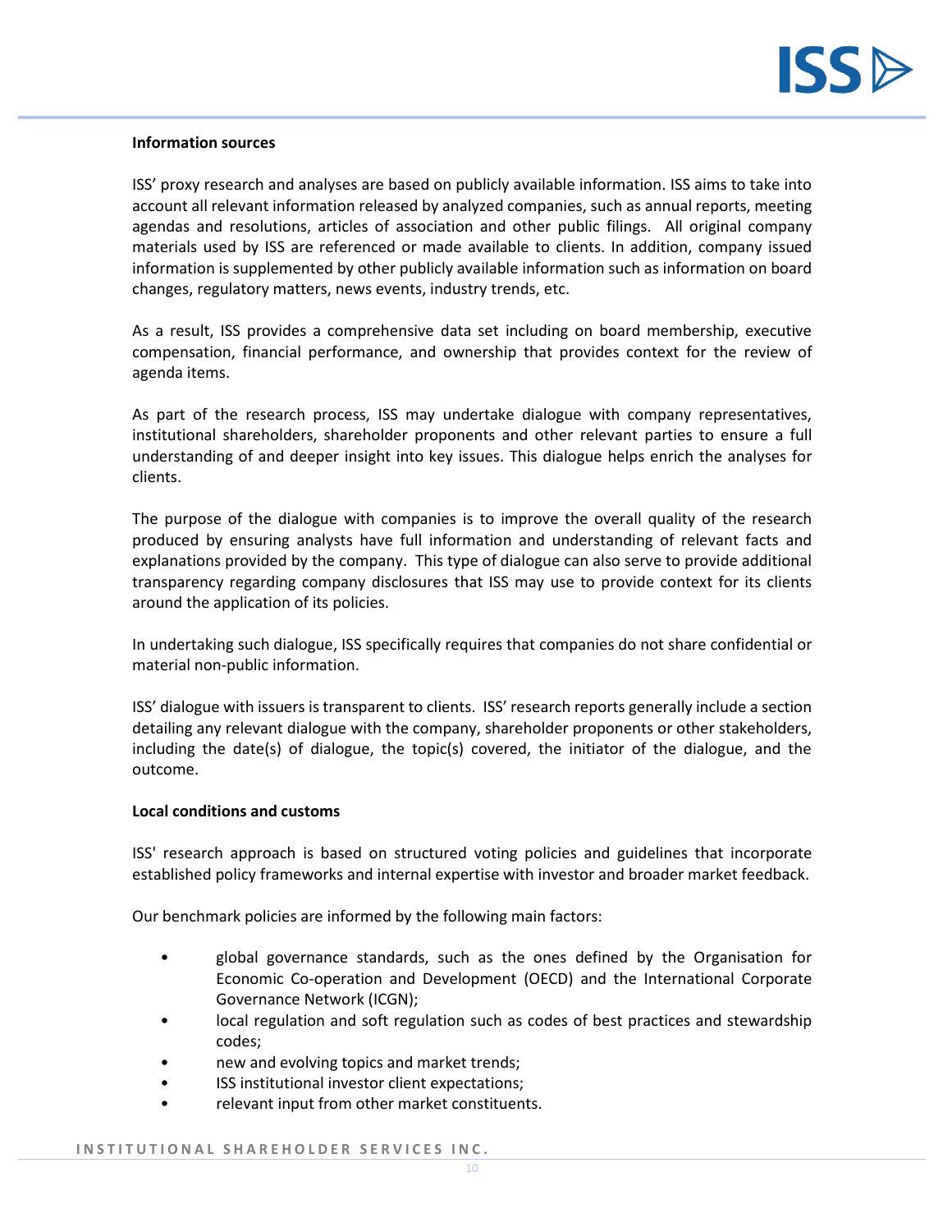**Information sources**

ISS' proxy research and analyses are based on publicly available information. ISS aims to take into account all relevant information released by analyzed companies, such as annual reports, meeting agendas and resolutions, articles of association and other public filings. All original company materials used by ISS are referenced or made available to clients. In addition, company issued information is supplemented by other publicly available information such as information on board changes, regulatory matters, news events, industry trends, etc.

As a result, ISS provides a comprehensive data set including on board membership, executive compensation, financial performance, and ownership that provides context for the review of agenda items.

As part of the research process, ISS may undertake dialogue with company representatives, institutional shareholders, shareholder proponents and other relevant parties to ensure a full understanding of and deeper insight into key issues. This dialogue helps enrich the analyses for clients.

The purpose of the dialogue with companies is to improve the overall quality of the research produced by ensuring analysts have full information and understanding of relevant facts and explanations provided by the company. This type of dialogue can also serve to provide additional transparency regarding company disclosures that ISS may use to provide context for its clients around the application of its policies.

In undertaking such dialogue, ISS specifically requires that companies do not share confidential or material non-public information.

ISS' dialogue with issuers is transparent to clients. ISS' research reports generally include a section detailing any relevant dialogue with the company, shareholder proponents or other stakeholders, including the date(s) of dialogue, the topic(s) covered, the initiator of the dialogue, and the outcome.

**Local conditions and customs**

ISS' research approach is based on structured voting policies and guidelines that incorporate established policy frameworks and internal expertise with investor and broader market feedback.

Our benchmark policies are informed by the following main factors:

- global governance standards, such as the ones defined by the Organisation for Economic Co-operation and Development (OECD) and the International Corporate Governance Network (ICGN);
- local regulation and soft regulation such as codes of best practices and stewardship codes;
- new and evolving topics and market trends;
- ISS institutional investor client expectations;
- relevant input from other market constituents.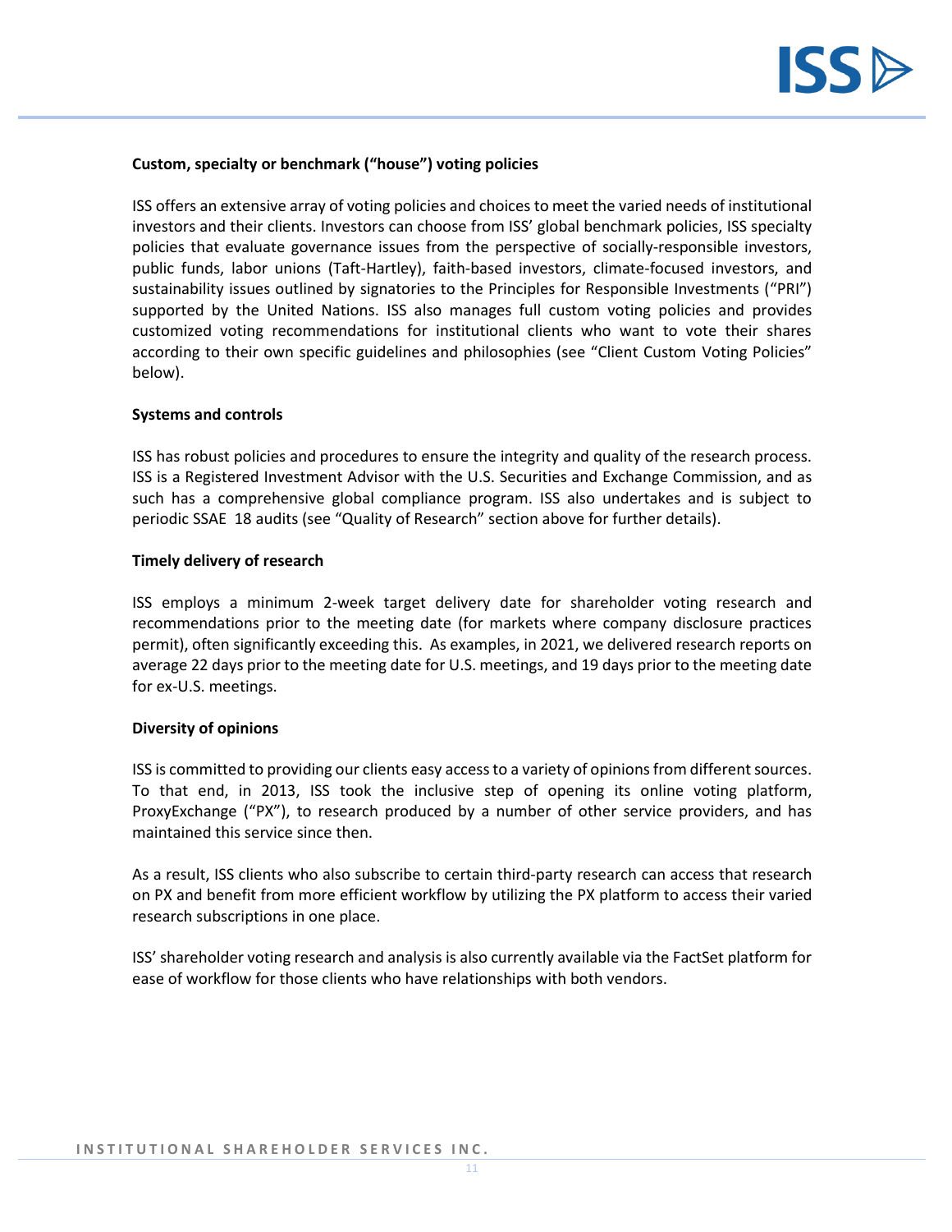**Custom, specialty or benchmark ("house") voting policies**

ISS offers an extensive array of voting policies and choices to meet the varied needs of institutional investors and their clients. Investors can choose from ISS' global benchmark policies, ISS specialty policies that evaluate governance issues from the perspective of socially-responsible investors, public funds, labor unions (Taft-Hartley), faith-based investors, climate-focused investors, and sustainability issues outlined by signatories to the Principles for Responsible Investments ("PRI") supported by the United Nations. ISS also manages full custom voting policies and provides customized voting recommendations for institutional clients who want to vote their shares according to their own specific guidelines and philosophies (see "Client Custom Voting Policies" below).

**Systems and controls**

ISS has robust policies and procedures to ensure the integrity and quality of the research process. ISS is a Registered Investment Advisor with the U.S. Securities and Exchange Commission, and as such has a comprehensive global compliance program. ISS also undertakes and is subject to periodic SSAE 18 audits (see "Quality of Research" section above for further details).

**Timely delivery of research**

ISS employs a minimum 2-week target delivery date for shareholder voting research and recommendations prior to the meeting date (for markets where company disclosure practices permit), often significantly exceeding this. As examples, in 2021, we delivered research reports on average 22 days prior to the meeting date for U.S. meetings, and 19 days prior to the meeting date for ex-U.S. meetings.

**Diversity of opinions**

ISS is committed to providing our clients easy access to a variety of opinions from different sources. To that end, in 2013, ISS took the inclusive step of opening its online voting platform, ProxyExchange ("PX"), to research produced by a number of other service providers, and has maintained this service since then.

As a result, ISS clients who also subscribe to certain third-party research can access that research on PX and benefit from more efficient workflow by utilizing the PX platform to access their varied research subscriptions in one place.

ISS' shareholder voting research and analysis is also currently available via the FactSet platform for ease of workflow for those clients who have relationships with both vendors.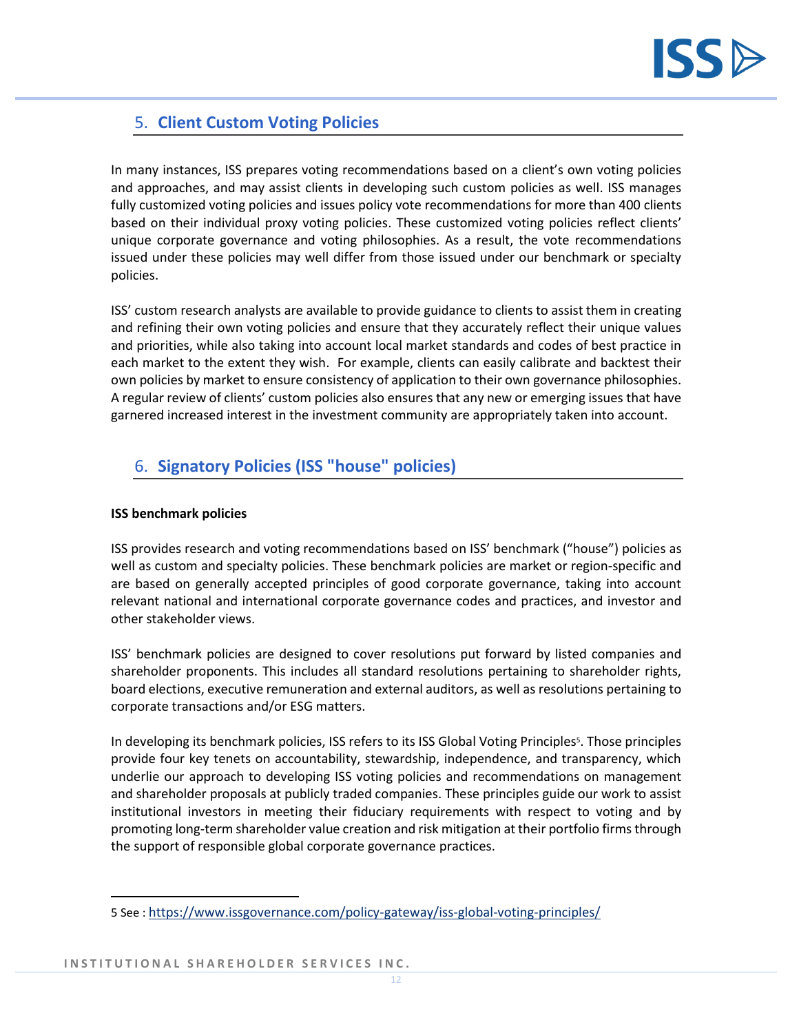## 5. Client Custom Voting Policies

In many instances, ISS prepares voting recommendations based on a client's own voting policies and approaches, and may assist clients in developing such custom policies as well. ISS manages fully customized voting policies and issues policy vote recommendations for more than 400 clients based on their individual proxy voting policies. These customized voting policies reflect clients' unique corporate governance and voting philosophies. As a result, the vote recommendations issued under these policies may well differ from those issued under our benchmark or specialty policies.

ISS' custom research analysts are available to provide guidance to clients to assist them in creating and refining their own voting policies and ensure that they accurately reflect their unique values and priorities, while also taking into account local market standards and codes of best practice in each market to the extent they wish. For example, clients can easily calibrate and backtest their own policies by market to ensure consistency of application to their own governance philosophies. A regular review of clients' custom policies also ensures that any new or emerging issues that have garnered increased interest in the investment community are appropriately taken into account.

## 6. Signatory Policies (ISS "house" policies)

**ISS benchmark policies**

ISS provides research and voting recommendations based on ISS' benchmark ("house") policies as well as custom and specialty policies. These benchmark policies are market or region-specific and are based on generally accepted principles of good corporate governance, taking into account relevant national and international corporate governance codes and practices, and investor and other stakeholder views.

ISS' benchmark policies are designed to cover resolutions put forward by listed companies and shareholder proponents. This includes all standard resolutions pertaining to shareholder rights, board elections, executive remuneration and external auditors, as well as resolutions pertaining to corporate transactions and/or ESG matters.

In developing its benchmark policies, ISS refers to its ISS Global Voting Principles[5]. Those principles provide four key tenets on accountability, stewardship, independence, and transparency, which underlie our approach to developing ISS voting policies and recommendations on management and shareholder proposals at publicly traded companies. These principles guide our work to assist institutional investors in meeting their fiduciary requirements with respect to voting and by promoting long-term shareholder value creation and risk mitigation at their portfolio firms through the support of responsible global corporate governance practices.

---

5 See : https://www.issgovernance.com/policy-gateway/iss-global-voting-principles/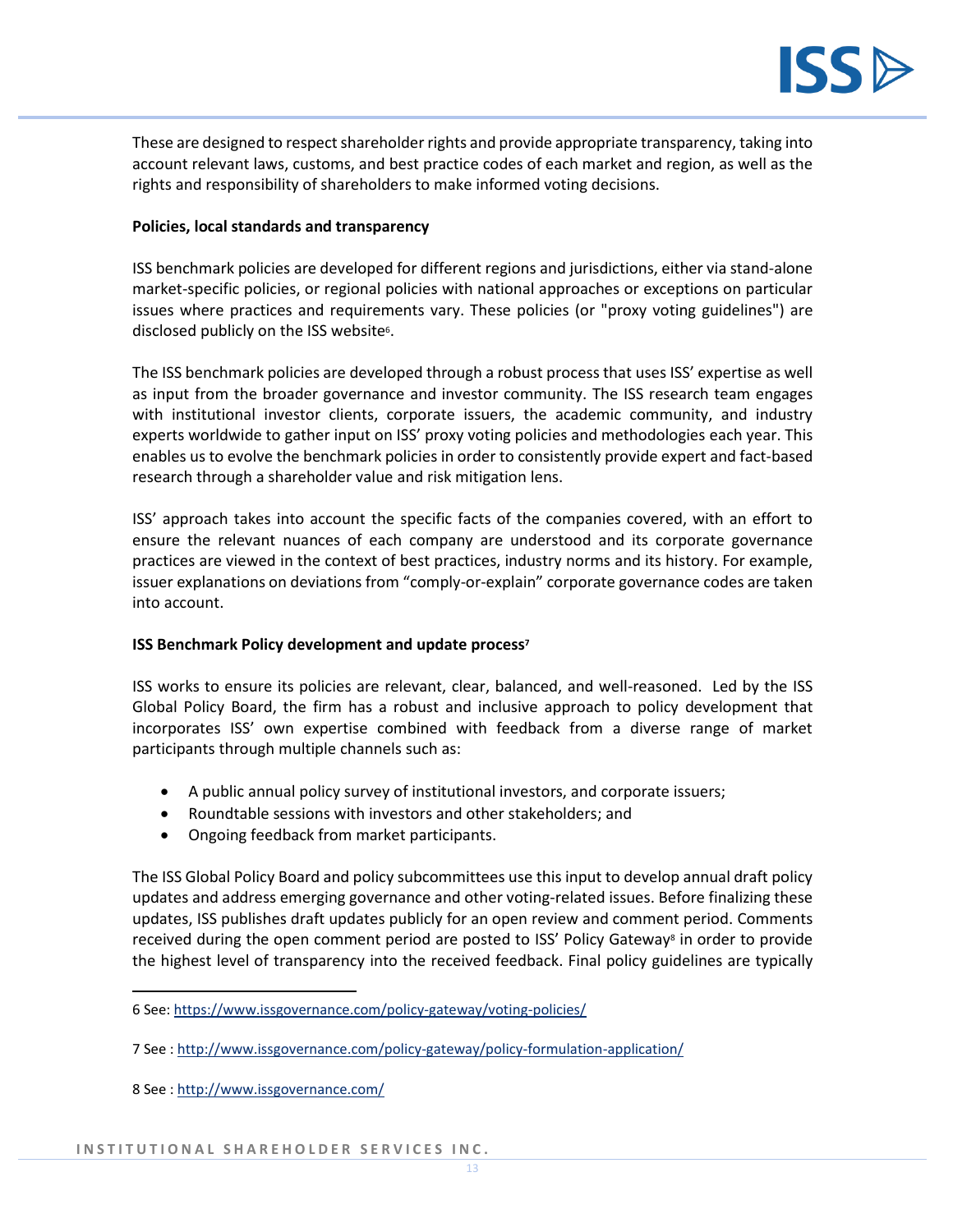These are designed to respect shareholder rights and provide appropriate transparency, taking into account relevant laws, customs, and best practice codes of each market and region, as well as the rights and responsibility of shareholders to make informed voting decisions.

**Policies, local standards and transparency**

ISS benchmark policies are developed for different regions and jurisdictions, either via stand-alone market-specific policies, or regional policies with national approaches or exceptions on particular issues where practices and requirements vary. These policies (or "proxy voting guidelines") are disclosed publicly on the ISS website[6].

The ISS benchmark policies are developed through a robust process that uses ISS' expertise as well as input from the broader governance and investor community. The ISS research team engages with institutional investor clients, corporate issuers, the academic community, and industry experts worldwide to gather input on ISS' proxy voting policies and methodologies each year. This enables us to evolve the benchmark policies in order to consistently provide expert and fact-based research through a shareholder value and risk mitigation lens.

ISS' approach takes into account the specific facts of the companies covered, with an effort to ensure the relevant nuances of each company are understood and its corporate governance practices are viewed in the context of best practices, industry norms and its history. For example, issuer explanations on deviations from "comply-or-explain" corporate governance codes are taken into account.

**ISS Benchmark Policy development and update process[7]**

ISS works to ensure its policies are relevant, clear, balanced, and well-reasoned. Led by the ISS Global Policy Board, the firm has a robust and inclusive approach to policy development that incorporates ISS' own expertise combined with feedback from a diverse range of market participants through multiple channels such as:

- A public annual policy survey of institutional investors, and corporate issuers;
- Roundtable sessions with investors and other stakeholders; and
- Ongoing feedback from market participants.

The ISS Global Policy Board and policy subcommittees use this input to develop annual draft policy updates and address emerging governance and other voting-related issues. Before finalizing these updates, ISS publishes draft updates publicly for an open review and comment period. Comments received during the open comment period are posted to ISS' Policy Gateway[8] in order to provide the highest level of transparency into the received feedback. Final policy guidelines are typically

---

6 See: https://www.issgovernance.com/policy-gateway/voting-policies/

7 See : http://www.issgovernance.com/policy-gateway/policy-formulation-application/

8 See : http://www.issgovernance.com/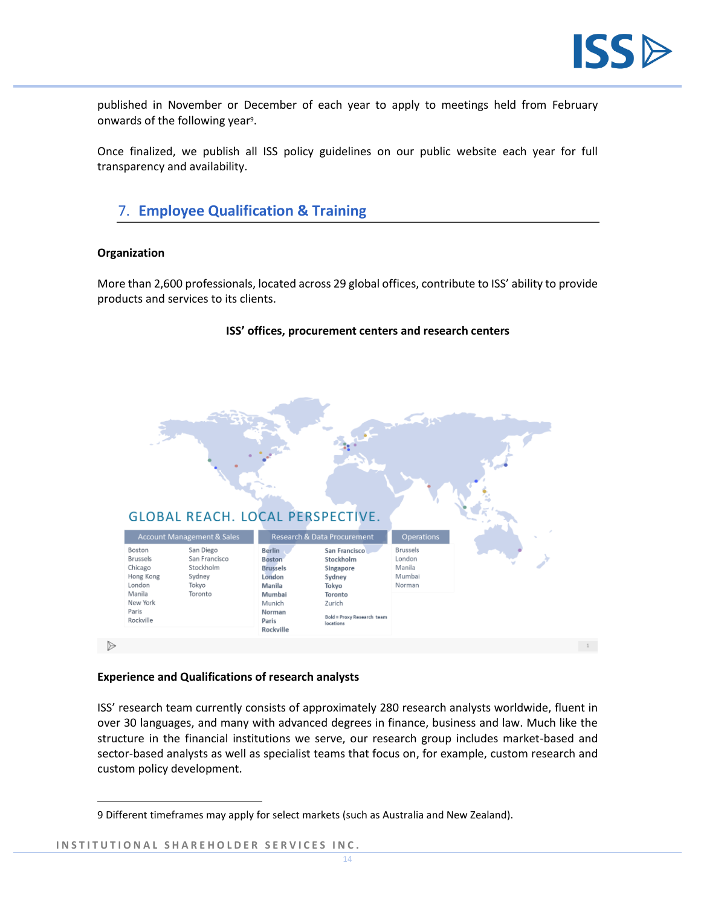published in November or December of each year to apply to meetings held from February onwards of the following year[9].

Once finalized, we publish all ISS policy guidelines on our public website each year for full transparency and availability.

## 7. Employee Qualification & Training

**Organization**

More than 2,600 professionals, located across 29 global offices, contribute to ISS' ability to provide products and services to its clients.

**ISS' offices, procurement centers and research centers**

GLOBAL REACH. LOCAL PERSPECTIVE.

| Account Management & Sales | | Research & Data Procurement | | Operations |
|---|---|---|---|---|
| Boston | San Diego | **Berlin** | **San Francisco** | Brussels |
| Brussels | San Francisco | **Boston** | **Stockholm** | London |
| Chicago | Stockholm | **Brussels** | **Singapore** | Manila |
| Hong Kong | Sydney | **London** | **Sydney** | Mumbai |
| London | Tokyo | **Manila** | **Tokyo** | Norman |
| Manila | Toronto | **Mumbai** | **Toronto** | |
| New York | | Munich | Zurich | |
| Paris | | **Norman** | | |
| Rockville | | **Paris** | | |
| | | **Rockville** | | |

Bold = Proxy Research team locations

**Experience and Qualifications of research analysts**

ISS' research team currently consists of approximately 280 research analysts worldwide, fluent in over 30 languages, and many with advanced degrees in finance, business and law. Much like the structure in the financial institutions we serve, our research group includes market-based and sector-based analysts as well as specialist teams that focus on, for example, custom research and custom policy development.

---

9 Different timeframes may apply for select markets (such as Australia and New Zealand).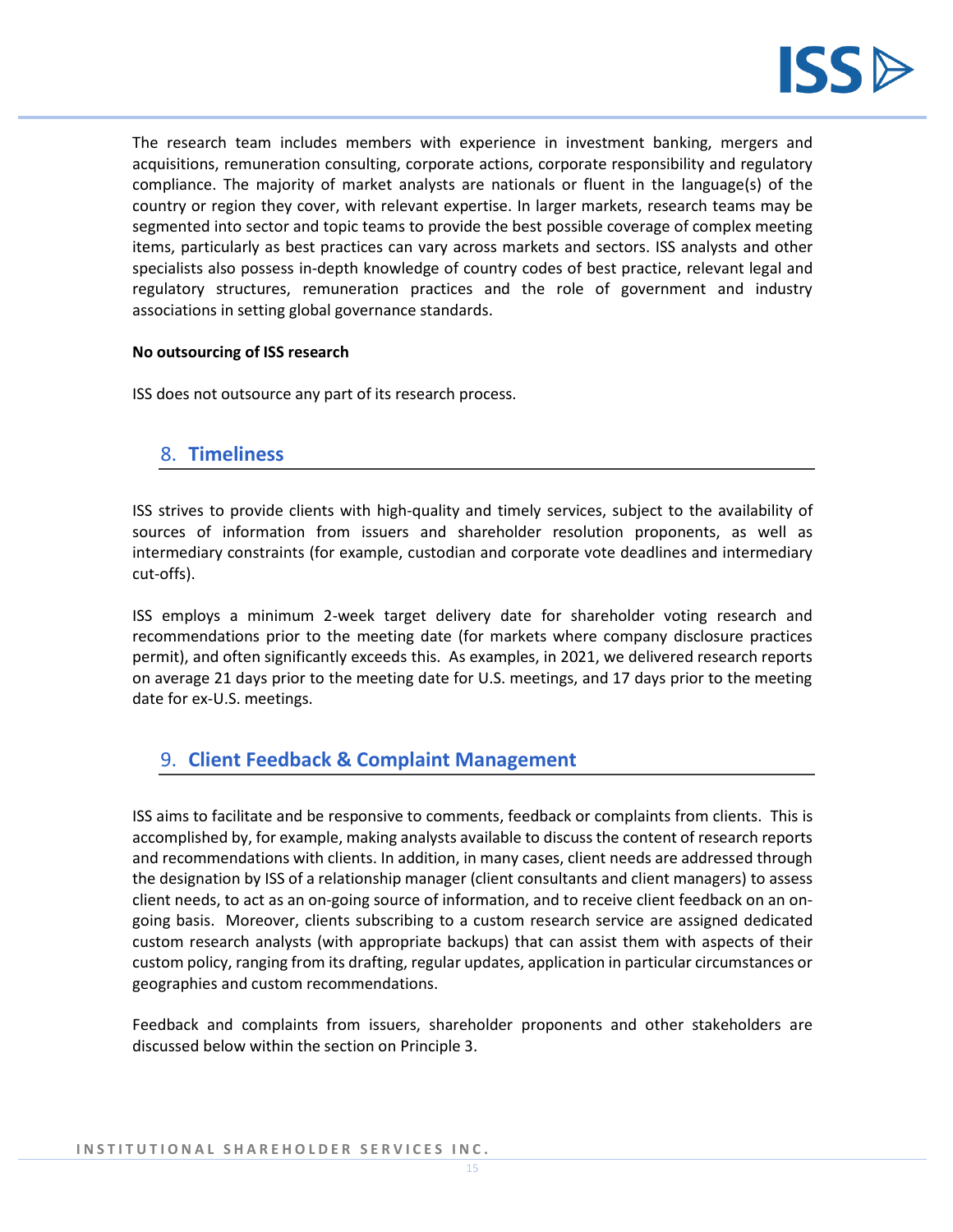The research team includes members with experience in investment banking, mergers and acquisitions, remuneration consulting, corporate actions, corporate responsibility and regulatory compliance. The majority of market analysts are nationals or fluent in the language(s) of the country or region they cover, with relevant expertise. In larger markets, research teams may be segmented into sector and topic teams to provide the best possible coverage of complex meeting items, particularly as best practices can vary across markets and sectors. ISS analysts and other specialists also possess in-depth knowledge of country codes of best practice, relevant legal and regulatory structures, remuneration practices and the role of government and industry associations in setting global governance standards.

**No outsourcing of ISS research**

ISS does not outsource any part of its research process.

## 8. Timeliness

ISS strives to provide clients with high-quality and timely services, subject to the availability of sources of information from issuers and shareholder resolution proponents, as well as intermediary constraints (for example, custodian and corporate vote deadlines and intermediary cut-offs).

ISS employs a minimum 2-week target delivery date for shareholder voting research and recommendations prior to the meeting date (for markets where company disclosure practices permit), and often significantly exceeds this. As examples, in 2021, we delivered research reports on average 21 days prior to the meeting date for U.S. meetings, and 17 days prior to the meeting date for ex-U.S. meetings.

## 9. Client Feedback & Complaint Management

ISS aims to facilitate and be responsive to comments, feedback or complaints from clients. This is accomplished by, for example, making analysts available to discuss the content of research reports and recommendations with clients. In addition, in many cases, client needs are addressed through the designation by ISS of a relationship manager (client consultants and client managers) to assess client needs, to act as an on-going source of information, and to receive client feedback on an on-going basis. Moreover, clients subscribing to a custom research service are assigned dedicated custom research analysts (with appropriate backups) that can assist them with aspects of their custom policy, ranging from its drafting, regular updates, application in particular circumstances or geographies and custom recommendations.

Feedback and complaints from issuers, shareholder proponents and other stakeholders are discussed below within the section on Principle 3.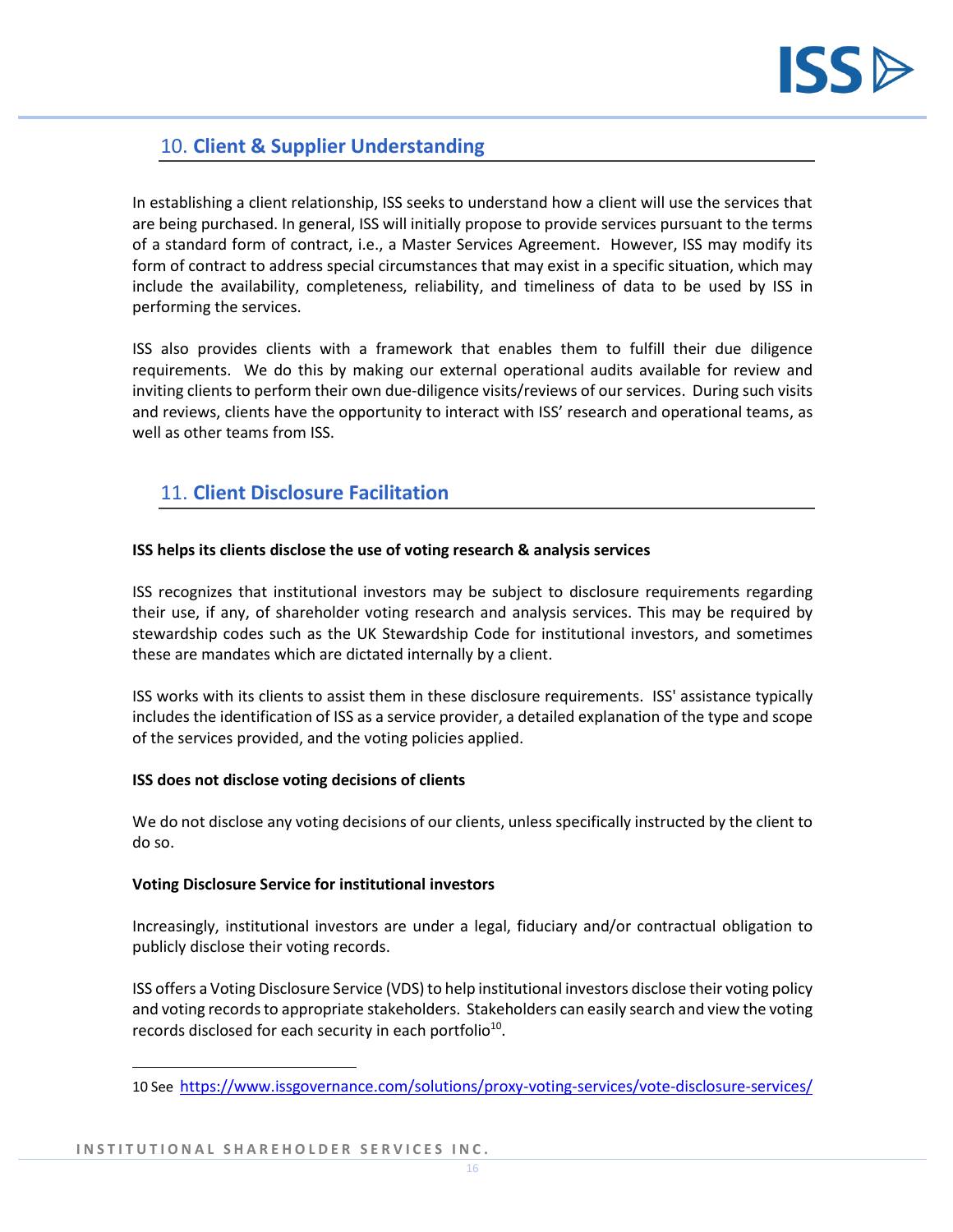## 10. Client & Supplier Understanding

In establishing a client relationship, ISS seeks to understand how a client will use the services that are being purchased. In general, ISS will initially propose to provide services pursuant to the terms of a standard form of contract, i.e., a Master Services Agreement. However, ISS may modify its form of contract to address special circumstances that may exist in a specific situation, which may include the availability, completeness, reliability, and timeliness of data to be used by ISS in performing the services.

ISS also provides clients with a framework that enables them to fulfill their due diligence requirements. We do this by making our external operational audits available for review and inviting clients to perform their own due-diligence visits/reviews of our services. During such visits and reviews, clients have the opportunity to interact with ISS' research and operational teams, as well as other teams from ISS.

## 11. Client Disclosure Facilitation

**ISS helps its clients disclose the use of voting research & analysis services**

ISS recognizes that institutional investors may be subject to disclosure requirements regarding their use, if any, of shareholder voting research and analysis services. This may be required by stewardship codes such as the UK Stewardship Code for institutional investors, and sometimes these are mandates which are dictated internally by a client.

ISS works with its clients to assist them in these disclosure requirements. ISS' assistance typically includes the identification of ISS as a service provider, a detailed explanation of the type and scope of the services provided, and the voting policies applied.

**ISS does not disclose voting decisions of clients**

We do not disclose any voting decisions of our clients, unless specifically instructed by the client to do so.

**Voting Disclosure Service for institutional investors**

Increasingly, institutional investors are under a legal, fiduciary and/or contractual obligation to publicly disclose their voting records.

ISS offers a Voting Disclosure Service (VDS) to help institutional investors disclose their voting policy and voting records to appropriate stakeholders. Stakeholders can easily search and view the voting records disclosed for each security in each portfolio[10].

10 See https://www.issgovernance.com/solutions/proxy-voting-services/vote-disclosure-services/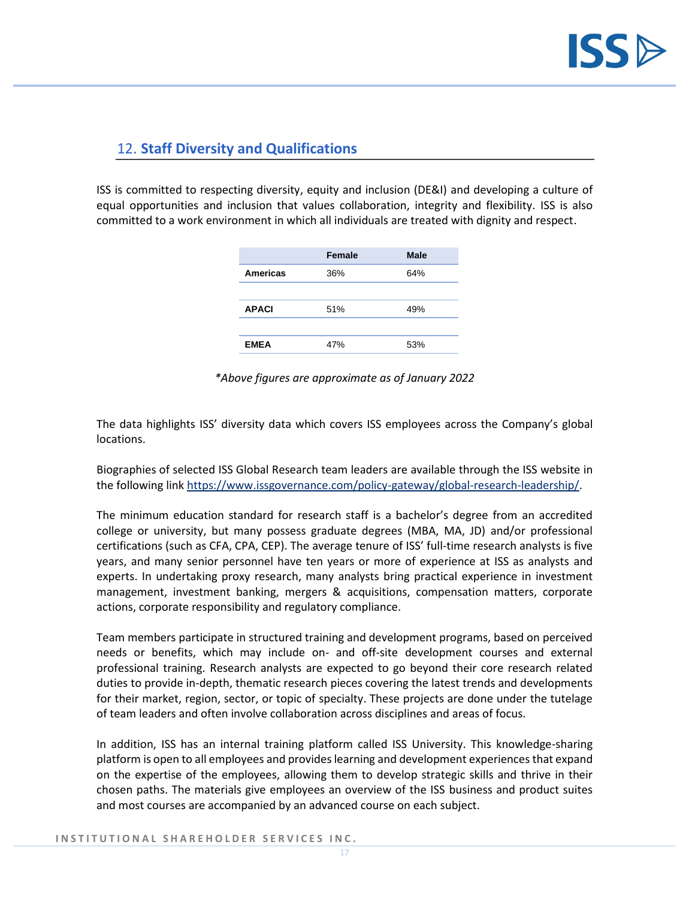## 12. **Staff Diversity and Qualifications**

ISS is committed to respecting diversity, equity and inclusion (DE&I) and developing a culture of equal opportunities and inclusion that values collaboration, integrity and flexibility. ISS is also committed to a work environment in which all individuals are treated with dignity and respect.

| | Female | Male |
|---|---|---|
| **Americas** | 36% | 64% |
| **APACI** | 51% | 49% |
| **EMEA** | 47% | 53% |

*\*Above figures are approximate as of January 2022*

The data highlights ISS' diversity data which covers ISS employees across the Company's global locations.

Biographies of selected ISS Global Research team leaders are available through the ISS website in the following link https://www.issgovernance.com/policy-gateway/global-research-leadership/.

The minimum education standard for research staff is a bachelor's degree from an accredited college or university, but many possess graduate degrees (MBA, MA, JD) and/or professional certifications (such as CFA, CPA, CEP). The average tenure of ISS' full-time research analysts is five years, and many senior personnel have ten years or more of experience at ISS as analysts and experts. In undertaking proxy research, many analysts bring practical experience in investment management, investment banking, mergers & acquisitions, compensation matters, corporate actions, corporate responsibility and regulatory compliance.

Team members participate in structured training and development programs, based on perceived needs or benefits, which may include on- and off-site development courses and external professional training. Research analysts are expected to go beyond their core research related duties to provide in-depth, thematic research pieces covering the latest trends and developments for their market, region, sector, or topic of specialty. These projects are done under the tutelage of team leaders and often involve collaboration across disciplines and areas of focus.

In addition, ISS has an internal training platform called ISS University. This knowledge-sharing platform is open to all employees and provides learning and development experiences that expand on the expertise of the employees, allowing them to develop strategic skills and thrive in their chosen paths. The materials give employees an overview of the ISS business and product suites and most courses are accompanied by an advanced course on each subject.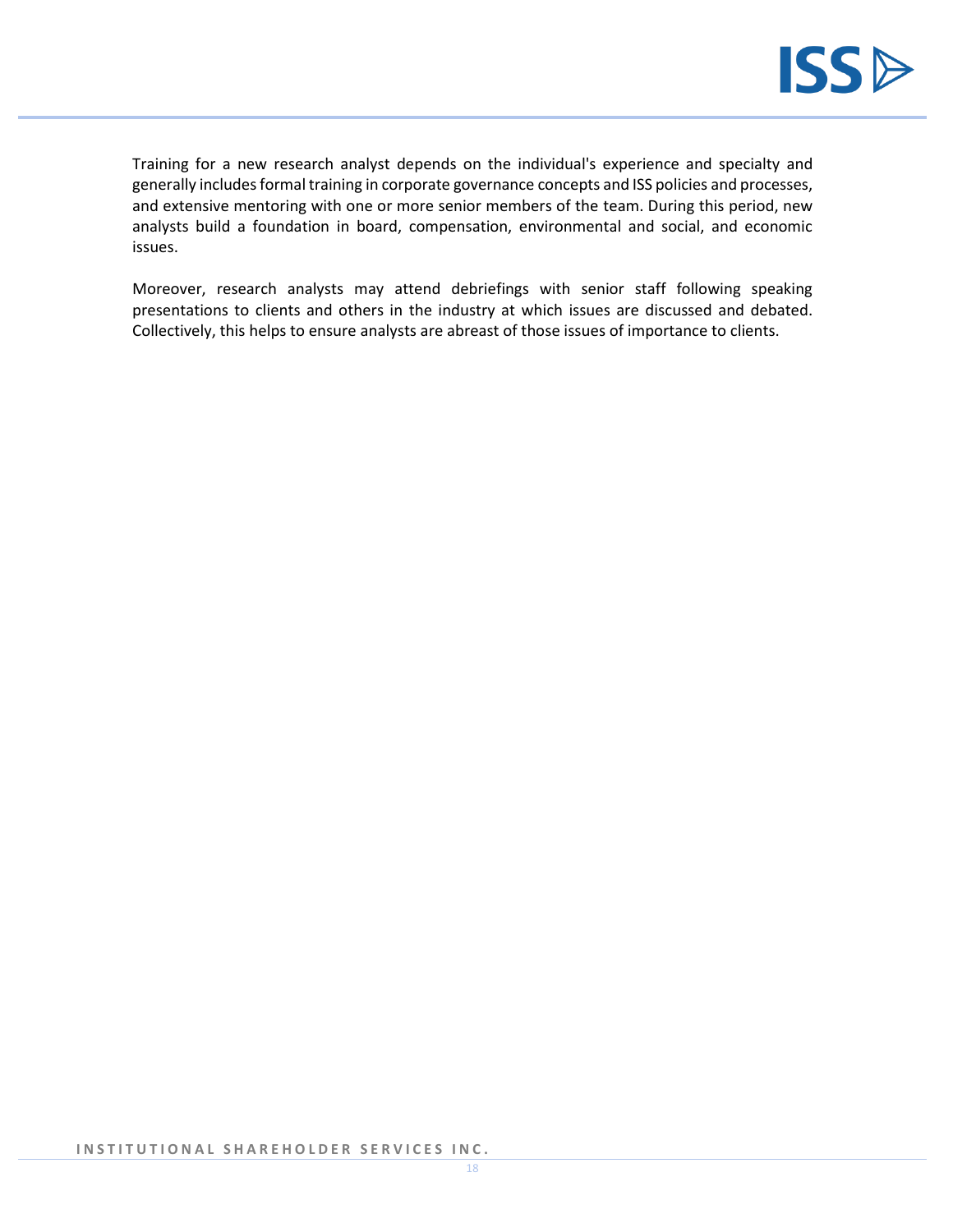Training for a new research analyst depends on the individual's experience and specialty and generally includes formal training in corporate governance concepts and ISS policies and processes, and extensive mentoring with one or more senior members of the team. During this period, new analysts build a foundation in board, compensation, environmental and social, and economic issues.

Moreover, research analysts may attend debriefings with senior staff following speaking presentations to clients and others in the industry at which issues are discussed and debated. Collectively, this helps to ensure analysts are abreast of those issues of importance to clients.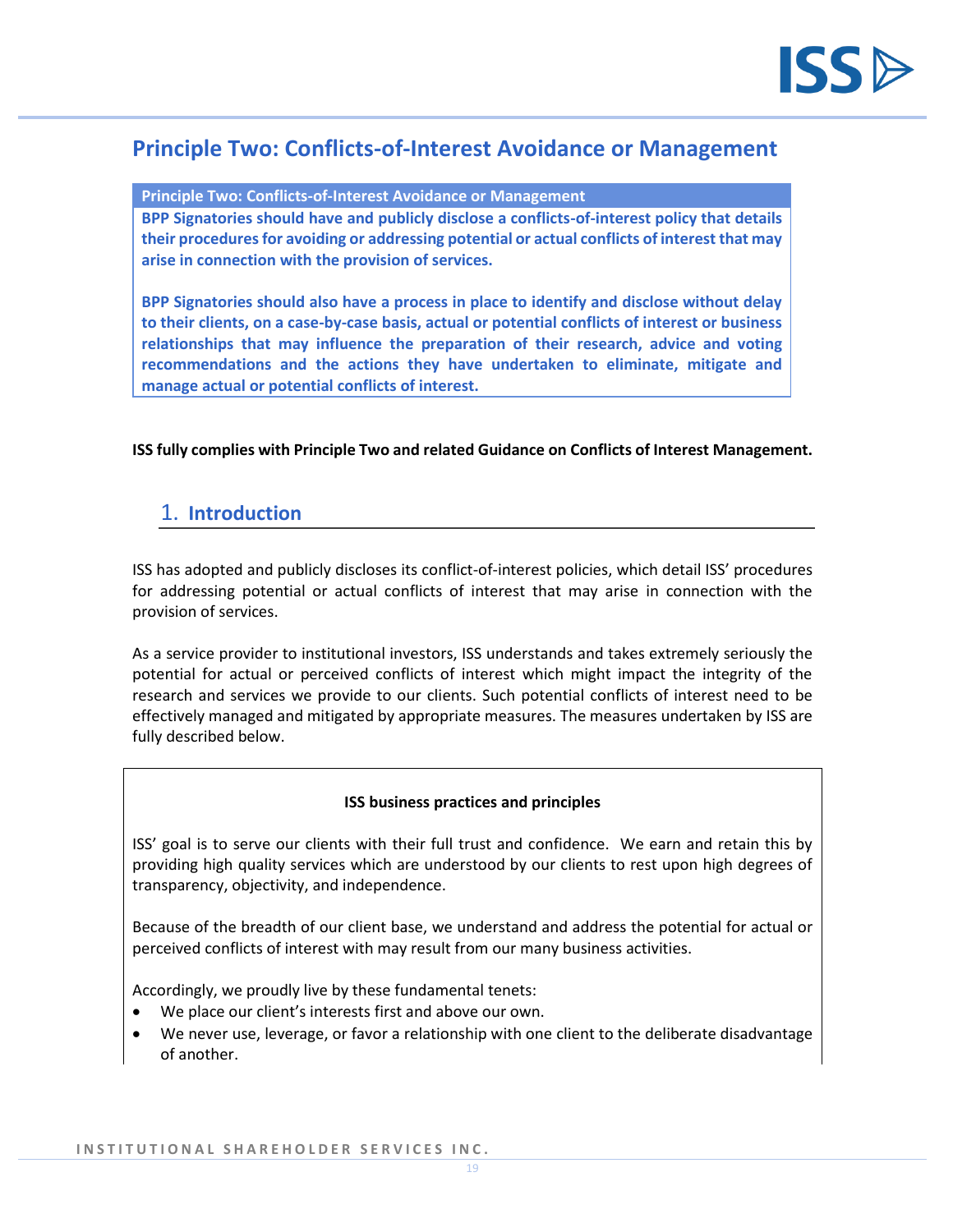## Principle Two: Conflicts-of-Interest Avoidance or Management

> **Principle Two: Conflicts-of-Interest Avoidance or Management**
>
> **BPP Signatories should have and publicly disclose a conflicts-of-interest policy that details their procedures for avoiding or addressing potential or actual conflicts of interest that may arise in connection with the provision of services.**
>
> **BPP Signatories should also have a process in place to identify and disclose without delay to their clients, on a case-by-case basis, actual or potential conflicts of interest or business relationships that may influence the preparation of their research, advice and voting recommendations and the actions they have undertaken to eliminate, mitigate and manage actual or potential conflicts of interest.**

**ISS fully complies with Principle Two and related Guidance on Conflicts of Interest Management.**

### 1. Introduction

ISS has adopted and publicly discloses its conflict-of-interest policies, which detail ISS' procedures for addressing potential or actual conflicts of interest that may arise in connection with the provision of services.

As a service provider to institutional investors, ISS understands and takes extremely seriously the potential for actual or perceived conflicts of interest which might impact the integrity of the research and services we provide to our clients. Such potential conflicts of interest need to be effectively managed and mitigated by appropriate measures. The measures undertaken by ISS are fully described below.

**ISS business practices and principles**

ISS' goal is to serve our clients with their full trust and confidence. We earn and retain this by providing high quality services which are understood by our clients to rest upon high degrees of transparency, objectivity, and independence.

Because of the breadth of our client base, we understand and address the potential for actual or perceived conflicts of interest with may result from our many business activities.

Accordingly, we proudly live by these fundamental tenets:

- We place our client's interests first and above our own.
- We never use, leverage, or favor a relationship with one client to the deliberate disadvantage of another.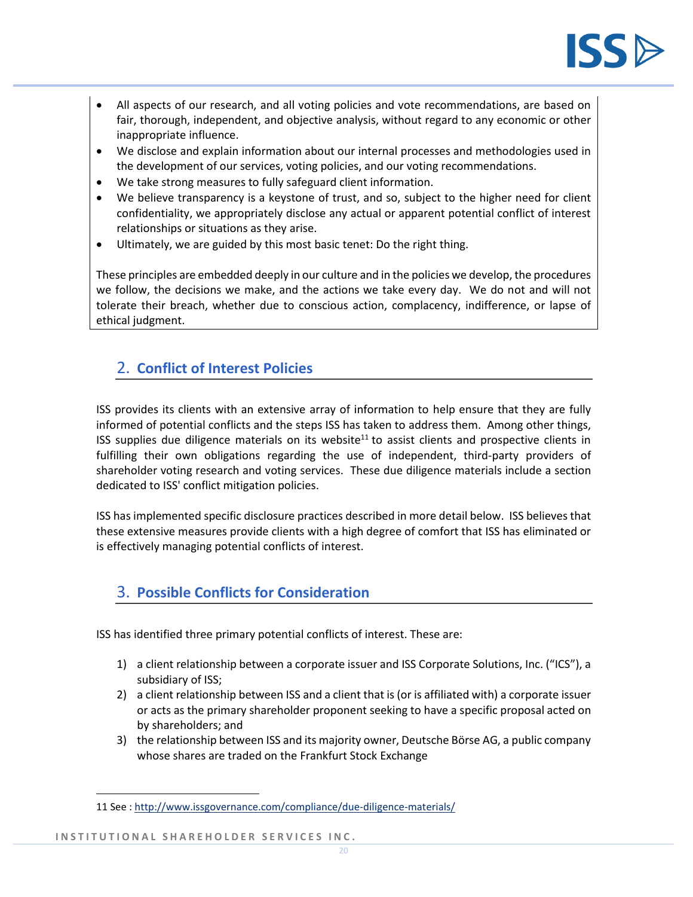- All aspects of our research, and all voting policies and vote recommendations, are based on fair, thorough, independent, and objective analysis, without regard to any economic or other inappropriate influence.
- We disclose and explain information about our internal processes and methodologies used in the development of our services, voting policies, and our voting recommendations.
- We take strong measures to fully safeguard client information.
- We believe transparency is a keystone of trust, and so, subject to the higher need for client confidentiality, we appropriately disclose any actual or apparent potential conflict of interest relationships or situations as they arise.
- Ultimately, we are guided by this most basic tenet: Do the right thing.

These principles are embedded deeply in our culture and in the policies we develop, the procedures we follow, the decisions we make, and the actions we take every day. We do not and will not tolerate their breach, whether due to conscious action, complacency, indifference, or lapse of ethical judgment.

## 2. Conflict of Interest Policies

ISS provides its clients with an extensive array of information to help ensure that they are fully informed of potential conflicts and the steps ISS has taken to address them. Among other things, ISS supplies due diligence materials on its website[11] to assist clients and prospective clients in fulfilling their own obligations regarding the use of independent, third-party providers of shareholder voting research and voting services. These due diligence materials include a section dedicated to ISS' conflict mitigation policies.

ISS has implemented specific disclosure practices described in more detail below. ISS believes that these extensive measures provide clients with a high degree of comfort that ISS has eliminated or is effectively managing potential conflicts of interest.

## 3. Possible Conflicts for Consideration

ISS has identified three primary potential conflicts of interest. These are:

1) a client relationship between a corporate issuer and ISS Corporate Solutions, Inc. ("ICS"), a subsidiary of ISS;
2) a client relationship between ISS and a client that is (or is affiliated with) a corporate issuer or acts as the primary shareholder proponent seeking to have a specific proposal acted on by shareholders; and
3) the relationship between ISS and its majority owner, Deutsche Börse AG, a public company whose shares are traded on the Frankfurt Stock Exchange

11 See : http://www.issgovernance.com/compliance/due-diligence-materials/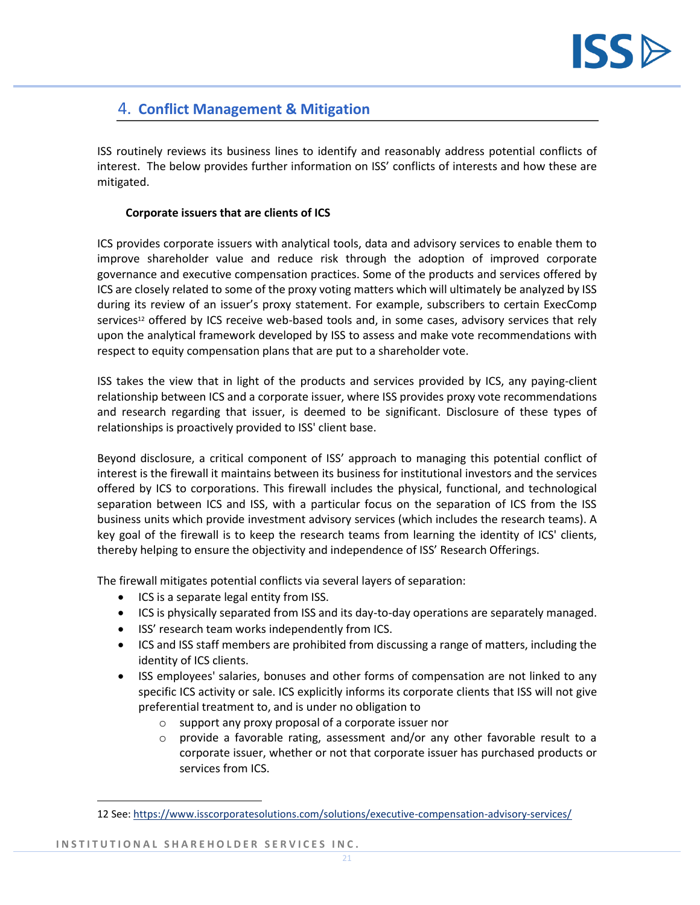## 4. Conflict Management & Mitigation

ISS routinely reviews its business lines to identify and reasonably address potential conflicts of interest. The below provides further information on ISS' conflicts of interests and how these are mitigated.

**Corporate issuers that are clients of ICS**

ICS provides corporate issuers with analytical tools, data and advisory services to enable them to improve shareholder value and reduce risk through the adoption of improved corporate governance and executive compensation practices. Some of the products and services offered by ICS are closely related to some of the proxy voting matters which will ultimately be analyzed by ISS during its review of an issuer's proxy statement. For example, subscribers to certain ExecComp services[12] offered by ICS receive web-based tools and, in some cases, advisory services that rely upon the analytical framework developed by ISS to assess and make vote recommendations with respect to equity compensation plans that are put to a shareholder vote.

ISS takes the view that in light of the products and services provided by ICS, any paying-client relationship between ICS and a corporate issuer, where ISS provides proxy vote recommendations and research regarding that issuer, is deemed to be significant. Disclosure of these types of relationships is proactively provided to ISS' client base.

Beyond disclosure, a critical component of ISS' approach to managing this potential conflict of interest is the firewall it maintains between its business for institutional investors and the services offered by ICS to corporations. This firewall includes the physical, functional, and technological separation between ICS and ISS, with a particular focus on the separation of ICS from the ISS business units which provide investment advisory services (which includes the research teams). A key goal of the firewall is to keep the research teams from learning the identity of ICS' clients, thereby helping to ensure the objectivity and independence of ISS' Research Offerings.

The firewall mitigates potential conflicts via several layers of separation:

- ICS is a separate legal entity from ISS.
- ICS is physically separated from ISS and its day-to-day operations are separately managed.
- ISS' research team works independently from ICS.
- ICS and ISS staff members are prohibited from discussing a range of matters, including the identity of ICS clients.
- ISS employees' salaries, bonuses and other forms of compensation are not linked to any specific ICS activity or sale. ICS explicitly informs its corporate clients that ISS will not give preferential treatment to, and is under no obligation to
  - support any proxy proposal of a corporate issuer nor
  - provide a favorable rating, assessment and/or any other favorable result to a corporate issuer, whether or not that corporate issuer has purchased products or services from ICS.

12 See: https://www.isscorporatesolutions.com/solutions/executive-compensation-advisory-services/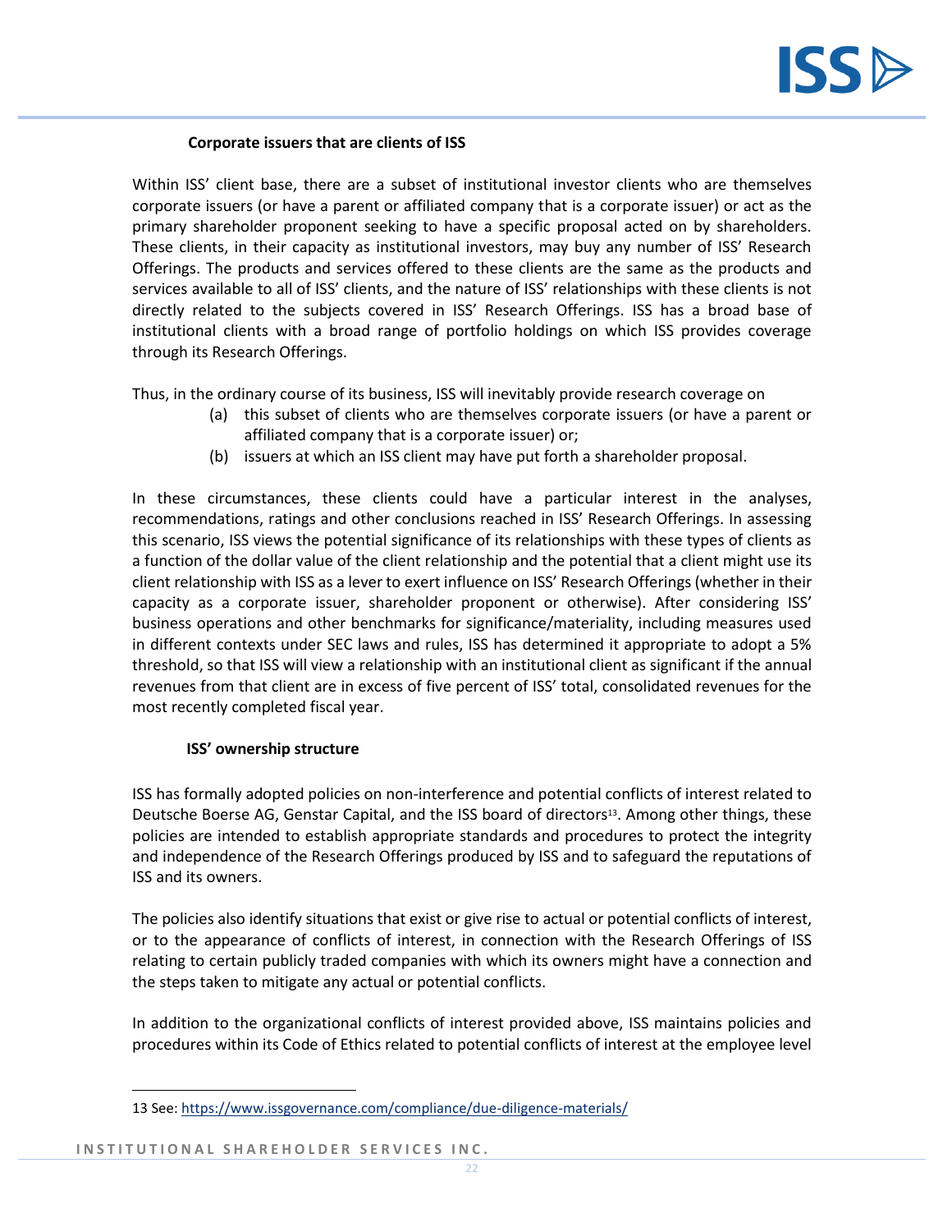#### Corporate issuers that are clients of ISS

Within ISS' client base, there are a subset of institutional investor clients who are themselves corporate issuers (or have a parent or affiliated company that is a corporate issuer) or act as the primary shareholder proponent seeking to have a specific proposal acted on by shareholders. These clients, in their capacity as institutional investors, may buy any number of ISS' Research Offerings. The products and services offered to these clients are the same as the products and services available to all of ISS' clients, and the nature of ISS' relationships with these clients is not directly related to the subjects covered in ISS' Research Offerings. ISS has a broad base of institutional clients with a broad range of portfolio holdings on which ISS provides coverage through its Research Offerings.

Thus, in the ordinary course of its business, ISS will inevitably provide research coverage on

(a) this subset of clients who are themselves corporate issuers (or have a parent or affiliated company that is a corporate issuer) or;
(b) issuers at which an ISS client may have put forth a shareholder proposal.

In these circumstances, these clients could have a particular interest in the analyses, recommendations, ratings and other conclusions reached in ISS' Research Offerings. In assessing this scenario, ISS views the potential significance of its relationships with these types of clients as a function of the dollar value of the client relationship and the potential that a client might use its client relationship with ISS as a lever to exert influence on ISS' Research Offerings (whether in their capacity as a corporate issuer, shareholder proponent or otherwise). After considering ISS' business operations and other benchmarks for significance/materiality, including measures used in different contexts under SEC laws and rules, ISS has determined it appropriate to adopt a 5% threshold, so that ISS will view a relationship with an institutional client as significant if the annual revenues from that client are in excess of five percent of ISS' total, consolidated revenues for the most recently completed fiscal year.

#### ISS' ownership structure

ISS has formally adopted policies on non-interference and potential conflicts of interest related to Deutsche Boerse AG, Genstar Capital, and the ISS board of directors[13]. Among other things, these policies are intended to establish appropriate standards and procedures to protect the integrity and independence of the Research Offerings produced by ISS and to safeguard the reputations of ISS and its owners.

The policies also identify situations that exist or give rise to actual or potential conflicts of interest, or to the appearance of conflicts of interest, in connection with the Research Offerings of ISS relating to certain publicly traded companies with which its owners might have a connection and the steps taken to mitigate any actual or potential conflicts.

In addition to the organizational conflicts of interest provided above, ISS maintains policies and procedures within its Code of Ethics related to potential conflicts of interest at the employee level

---

13 See: https://www.issgovernance.com/compliance/due-diligence-materials/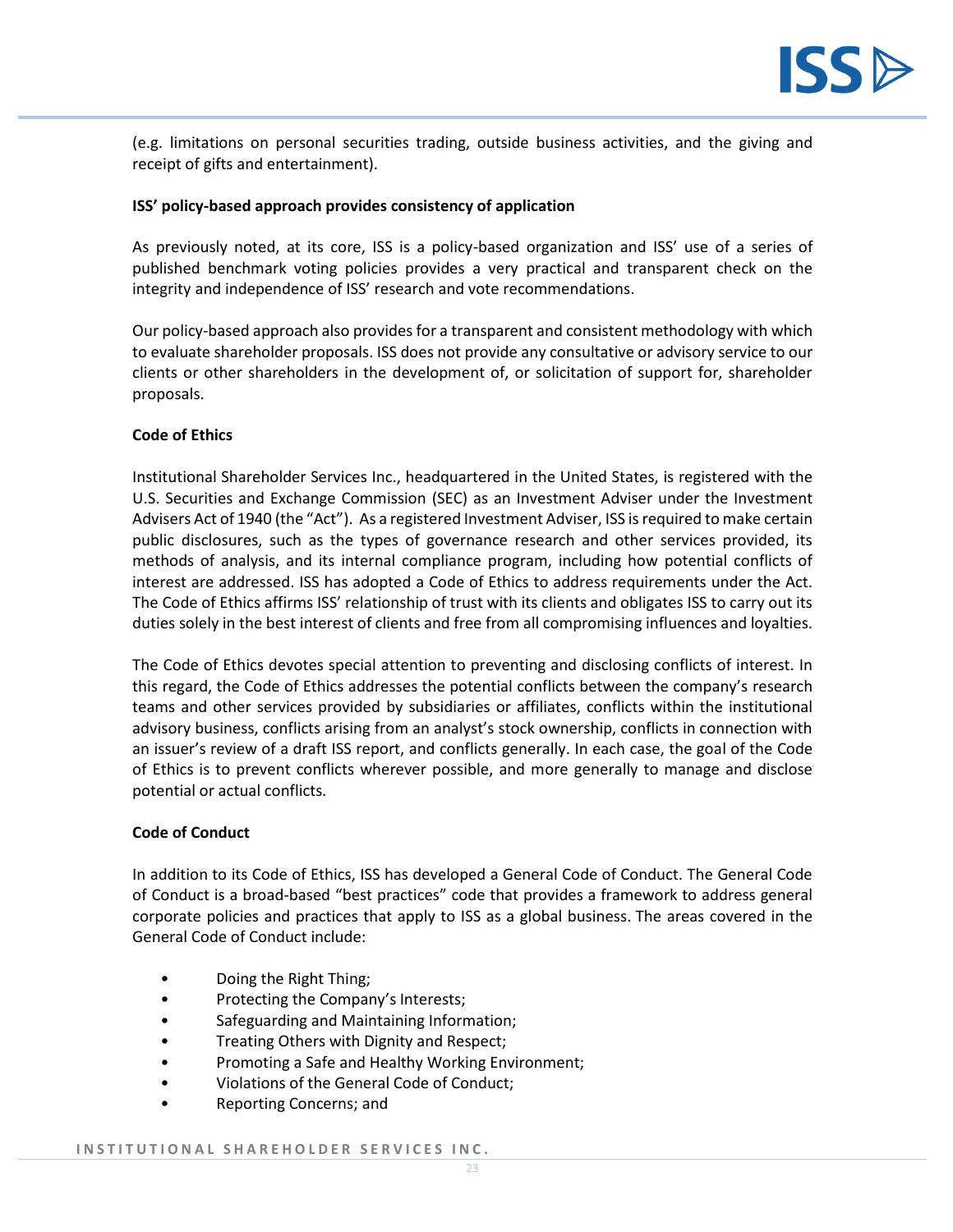(e.g. limitations on personal securities trading, outside business activities, and the giving and receipt of gifts and entertainment).

**ISS' policy-based approach provides consistency of application**

As previously noted, at its core, ISS is a policy-based organization and ISS' use of a series of published benchmark voting policies provides a very practical and transparent check on the integrity and independence of ISS' research and vote recommendations.

Our policy-based approach also provides for a transparent and consistent methodology with which to evaluate shareholder proposals. ISS does not provide any consultative or advisory service to our clients or other shareholders in the development of, or solicitation of support for, shareholder proposals.

**Code of Ethics**

Institutional Shareholder Services Inc., headquartered in the United States, is registered with the U.S. Securities and Exchange Commission (SEC) as an Investment Adviser under the Investment Advisers Act of 1940 (the "Act"). As a registered Investment Adviser, ISS is required to make certain public disclosures, such as the types of governance research and other services provided, its methods of analysis, and its internal compliance program, including how potential conflicts of interest are addressed. ISS has adopted a Code of Ethics to address requirements under the Act. The Code of Ethics affirms ISS' relationship of trust with its clients and obligates ISS to carry out its duties solely in the best interest of clients and free from all compromising influences and loyalties.

The Code of Ethics devotes special attention to preventing and disclosing conflicts of interest. In this regard, the Code of Ethics addresses the potential conflicts between the company's research teams and other services provided by subsidiaries or affiliates, conflicts within the institutional advisory business, conflicts arising from an analyst's stock ownership, conflicts in connection with an issuer's review of a draft ISS report, and conflicts generally. In each case, the goal of the Code of Ethics is to prevent conflicts wherever possible, and more generally to manage and disclose potential or actual conflicts.

**Code of Conduct**

In addition to its Code of Ethics, ISS has developed a General Code of Conduct. The General Code of Conduct is a broad-based "best practices" code that provides a framework to address general corporate policies and practices that apply to ISS as a global business. The areas covered in the General Code of Conduct include:

- Doing the Right Thing;
- Protecting the Company's Interests;
- Safeguarding and Maintaining Information;
- Treating Others with Dignity and Respect;
- Promoting a Safe and Healthy Working Environment;
- Violations of the General Code of Conduct;
- Reporting Concerns; and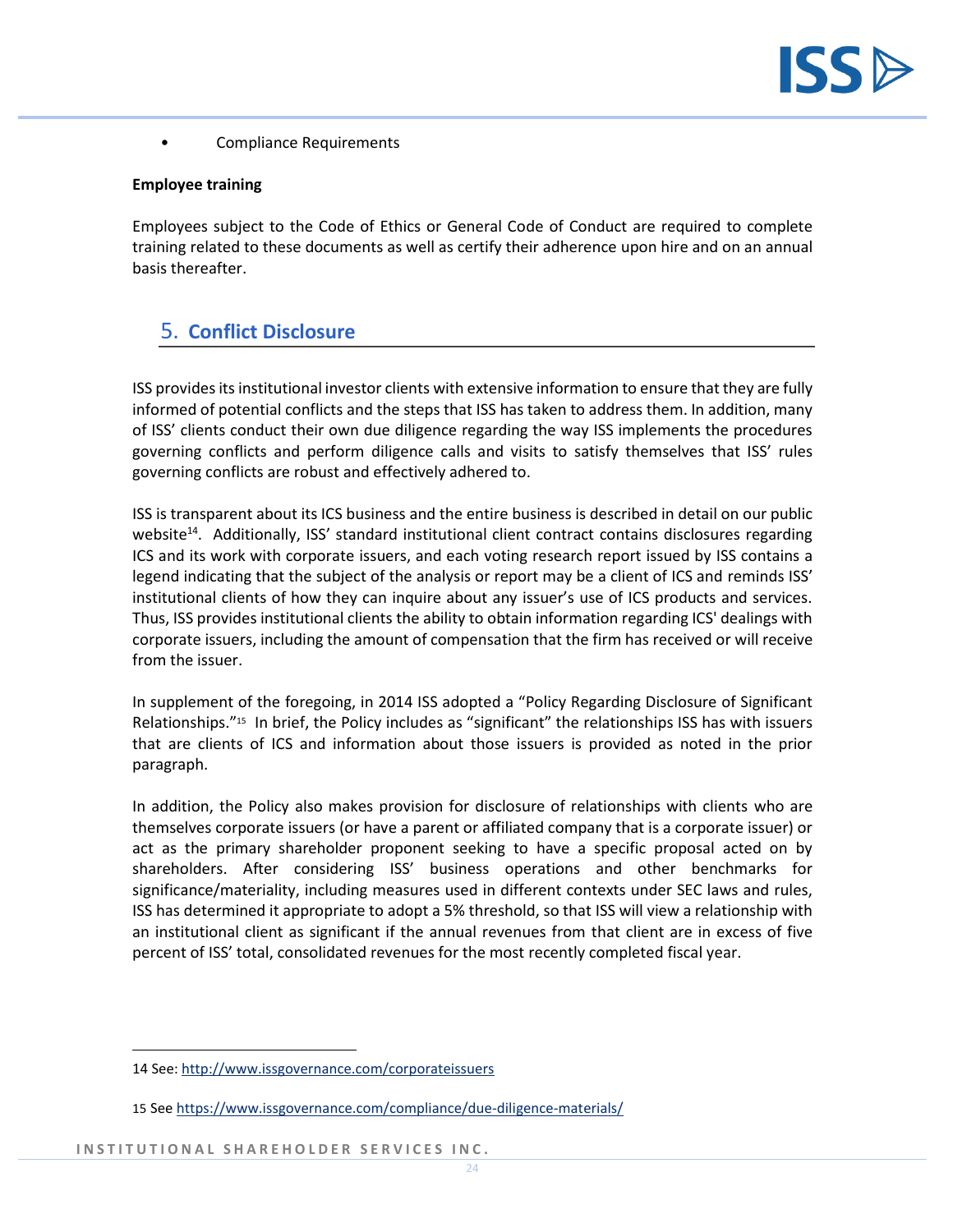- Compliance Requirements

**Employee training**

Employees subject to the Code of Ethics or General Code of Conduct are required to complete training related to these documents as well as certify their adherence upon hire and on an annual basis thereafter.

## 5. Conflict Disclosure

ISS provides its institutional investor clients with extensive information to ensure that they are fully informed of potential conflicts and the steps that ISS has taken to address them. In addition, many of ISS' clients conduct their own due diligence regarding the way ISS implements the procedures governing conflicts and perform diligence calls and visits to satisfy themselves that ISS' rules governing conflicts are robust and effectively adhered to.

ISS is transparent about its ICS business and the entire business is described in detail on our public website[14]. Additionally, ISS' standard institutional client contract contains disclosures regarding ICS and its work with corporate issuers, and each voting research report issued by ISS contains a legend indicating that the subject of the analysis or report may be a client of ICS and reminds ISS' institutional clients of how they can inquire about any issuer's use of ICS products and services. Thus, ISS provides institutional clients the ability to obtain information regarding ICS' dealings with corporate issuers, including the amount of compensation that the firm has received or will receive from the issuer.

In supplement of the foregoing, in 2014 ISS adopted a "Policy Regarding Disclosure of Significant Relationships."[15] In brief, the Policy includes as "significant" the relationships ISS has with issuers that are clients of ICS and information about those issuers is provided as noted in the prior paragraph.

In addition, the Policy also makes provision for disclosure of relationships with clients who are themselves corporate issuers (or have a parent or affiliated company that is a corporate issuer) or act as the primary shareholder proponent seeking to have a specific proposal acted on by shareholders. After considering ISS' business operations and other benchmarks for significance/materiality, including measures used in different contexts under SEC laws and rules, ISS has determined it appropriate to adopt a 5% threshold, so that ISS will view a relationship with an institutional client as significant if the annual revenues from that client are in excess of five percent of ISS' total, consolidated revenues for the most recently completed fiscal year.

---

14 See: http://www.issgovernance.com/corporateissuers

15 See https://www.issgovernance.com/compliance/due-diligence-materials/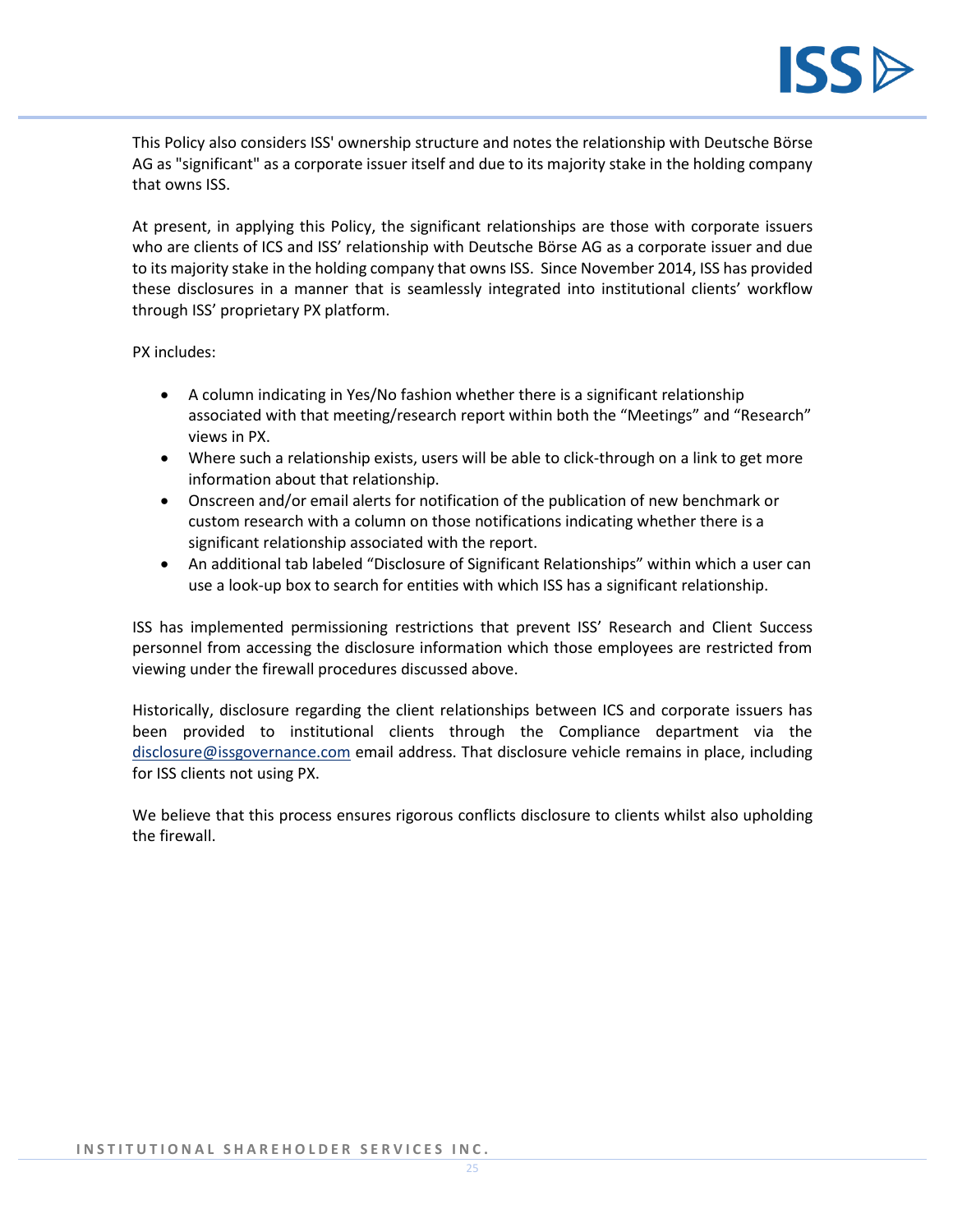This Policy also considers ISS' ownership structure and notes the relationship with Deutsche Börse AG as "significant" as a corporate issuer itself and due to its majority stake in the holding company that owns ISS.

At present, in applying this Policy, the significant relationships are those with corporate issuers who are clients of ICS and ISS' relationship with Deutsche Börse AG as a corporate issuer and due to its majority stake in the holding company that owns ISS. Since November 2014, ISS has provided these disclosures in a manner that is seamlessly integrated into institutional clients' workflow through ISS' proprietary PX platform.

PX includes:

- A column indicating in Yes/No fashion whether there is a significant relationship associated with that meeting/research report within both the "Meetings" and "Research" views in PX.
- Where such a relationship exists, users will be able to click-through on a link to get more information about that relationship.
- Onscreen and/or email alerts for notification of the publication of new benchmark or custom research with a column on those notifications indicating whether there is a significant relationship associated with the report.
- An additional tab labeled "Disclosure of Significant Relationships" within which a user can use a look-up box to search for entities with which ISS has a significant relationship.

ISS has implemented permissioning restrictions that prevent ISS' Research and Client Success personnel from accessing the disclosure information which those employees are restricted from viewing under the firewall procedures discussed above.

Historically, disclosure regarding the client relationships between ICS and corporate issuers has been provided to institutional clients through the Compliance department via the disclosure@issgovernance.com email address. That disclosure vehicle remains in place, including for ISS clients not using PX.

We believe that this process ensures rigorous conflicts disclosure to clients whilst also upholding the firewall.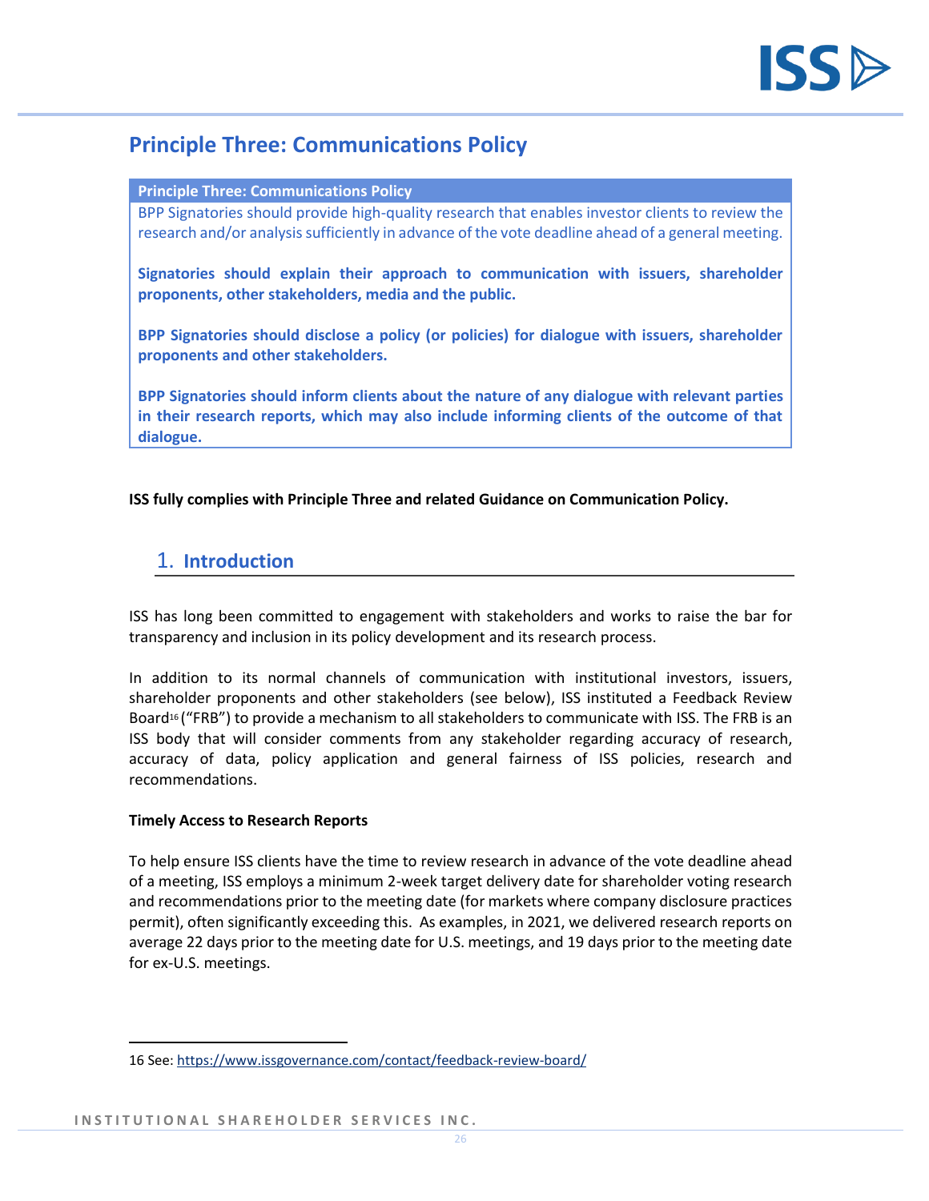## Principle Three: Communications Policy

> **Principle Three: Communications Policy**
>
> BPP Signatories should provide high-quality research that enables investor clients to review the research and/or analysis sufficiently in advance of the vote deadline ahead of a general meeting.
>
> **Signatories should explain their approach to communication with issuers, shareholder proponents, other stakeholders, media and the public.**
>
> **BPP Signatories should disclose a policy (or policies) for dialogue with issuers, shareholder proponents and other stakeholders.**
>
> **BPP Signatories should inform clients about the nature of any dialogue with relevant parties in their research reports, which may also include informing clients of the outcome of that dialogue.**

**ISS fully complies with Principle Three and related Guidance on Communication Policy.**

### 1. Introduction

ISS has long been committed to engagement with stakeholders and works to raise the bar for transparency and inclusion in its policy development and its research process.

In addition to its normal channels of communication with institutional investors, issuers, shareholder proponents and other stakeholders (see below), ISS instituted a Feedback Review Board[16] ("FRB") to provide a mechanism to all stakeholders to communicate with ISS. The FRB is an ISS body that will consider comments from any stakeholder regarding accuracy of research, accuracy of data, policy application and general fairness of ISS policies, research and recommendations.

**Timely Access to Research Reports**

To help ensure ISS clients have the time to review research in advance of the vote deadline ahead of a meeting, ISS employs a minimum 2-week target delivery date for shareholder voting research and recommendations prior to the meeting date (for markets where company disclosure practices permit), often significantly exceeding this. As examples, in 2021, we delivered research reports on average 22 days prior to the meeting date for U.S. meetings, and 19 days prior to the meeting date for ex-U.S. meetings.

---

16 See: https://www.issgovernance.com/contact/feedback-review-board/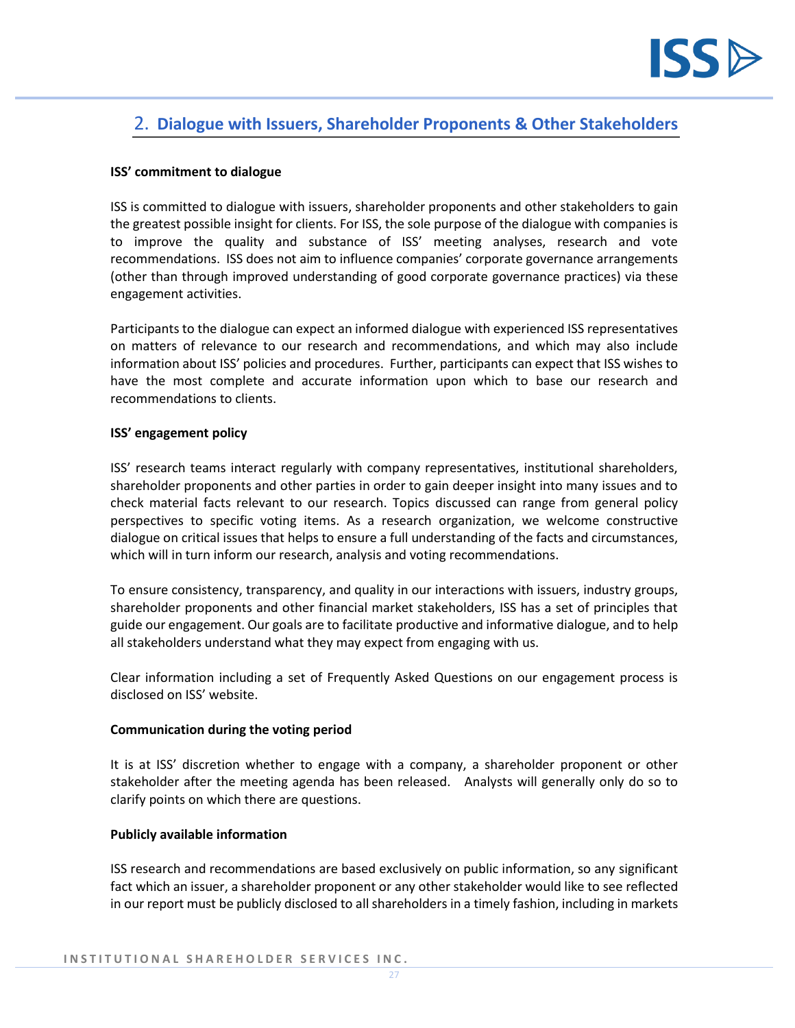## 2. Dialogue with Issuers, Shareholder Proponents & Other Stakeholders

**ISS' commitment to dialogue**

ISS is committed to dialogue with issuers, shareholder proponents and other stakeholders to gain the greatest possible insight for clients. For ISS, the sole purpose of the dialogue with companies is to improve the quality and substance of ISS' meeting analyses, research and vote recommendations. ISS does not aim to influence companies' corporate governance arrangements (other than through improved understanding of good corporate governance practices) via these engagement activities.

Participants to the dialogue can expect an informed dialogue with experienced ISS representatives on matters of relevance to our research and recommendations, and which may also include information about ISS' policies and procedures. Further, participants can expect that ISS wishes to have the most complete and accurate information upon which to base our research and recommendations to clients.

**ISS' engagement policy**

ISS' research teams interact regularly with company representatives, institutional shareholders, shareholder proponents and other parties in order to gain deeper insight into many issues and to check material facts relevant to our research. Topics discussed can range from general policy perspectives to specific voting items. As a research organization, we welcome constructive dialogue on critical issues that helps to ensure a full understanding of the facts and circumstances, which will in turn inform our research, analysis and voting recommendations.

To ensure consistency, transparency, and quality in our interactions with issuers, industry groups, shareholder proponents and other financial market stakeholders, ISS has a set of principles that guide our engagement. Our goals are to facilitate productive and informative dialogue, and to help all stakeholders understand what they may expect from engaging with us.

Clear information including a set of Frequently Asked Questions on our engagement process is disclosed on ISS' website.

**Communication during the voting period**

It is at ISS' discretion whether to engage with a company, a shareholder proponent or other stakeholder after the meeting agenda has been released. Analysts will generally only do so to clarify points on which there are questions.

**Publicly available information**

ISS research and recommendations are based exclusively on public information, so any significant fact which an issuer, a shareholder proponent or any other stakeholder would like to see reflected in our report must be publicly disclosed to all shareholders in a timely fashion, including in markets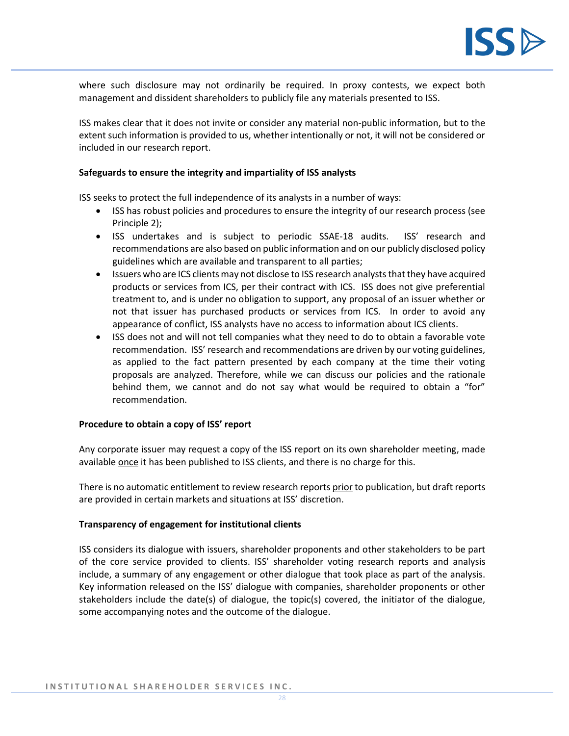where such disclosure may not ordinarily be required. In proxy contests, we expect both management and dissident shareholders to publicly file any materials presented to ISS.

ISS makes clear that it does not invite or consider any material non-public information, but to the extent such information is provided to us, whether intentionally or not, it will not be considered or included in our research report.

**Safeguards to ensure the integrity and impartiality of ISS analysts**

ISS seeks to protect the full independence of its analysts in a number of ways:

- ISS has robust policies and procedures to ensure the integrity of our research process (see Principle 2);
- ISS undertakes and is subject to periodic SSAE-18 audits. ISS' research and recommendations are also based on public information and on our publicly disclosed policy guidelines which are available and transparent to all parties;
- Issuers who are ICS clients may not disclose to ISS research analysts that they have acquired products or services from ICS, per their contract with ICS. ISS does not give preferential treatment to, and is under no obligation to support, any proposal of an issuer whether or not that issuer has purchased products or services from ICS. In order to avoid any appearance of conflict, ISS analysts have no access to information about ICS clients.
- ISS does not and will not tell companies what they need to do to obtain a favorable vote recommendation. ISS' research and recommendations are driven by our voting guidelines, as applied to the fact pattern presented by each company at the time their voting proposals are analyzed. Therefore, while we can discuss our policies and the rationale behind them, we cannot and do not say what would be required to obtain a "for" recommendation.

**Procedure to obtain a copy of ISS' report**

Any corporate issuer may request a copy of the ISS report on its own shareholder meeting, made available once it has been published to ISS clients, and there is no charge for this.

There is no automatic entitlement to review research reports prior to publication, but draft reports are provided in certain markets and situations at ISS' discretion.

**Transparency of engagement for institutional clients**

ISS considers its dialogue with issuers, shareholder proponents and other stakeholders to be part of the core service provided to clients. ISS' shareholder voting research reports and analysis include, a summary of any engagement or other dialogue that took place as part of the analysis. Key information released on the ISS' dialogue with companies, shareholder proponents or other stakeholders include the date(s) of dialogue, the topic(s) covered, the initiator of the dialogue, some accompanying notes and the outcome of the dialogue.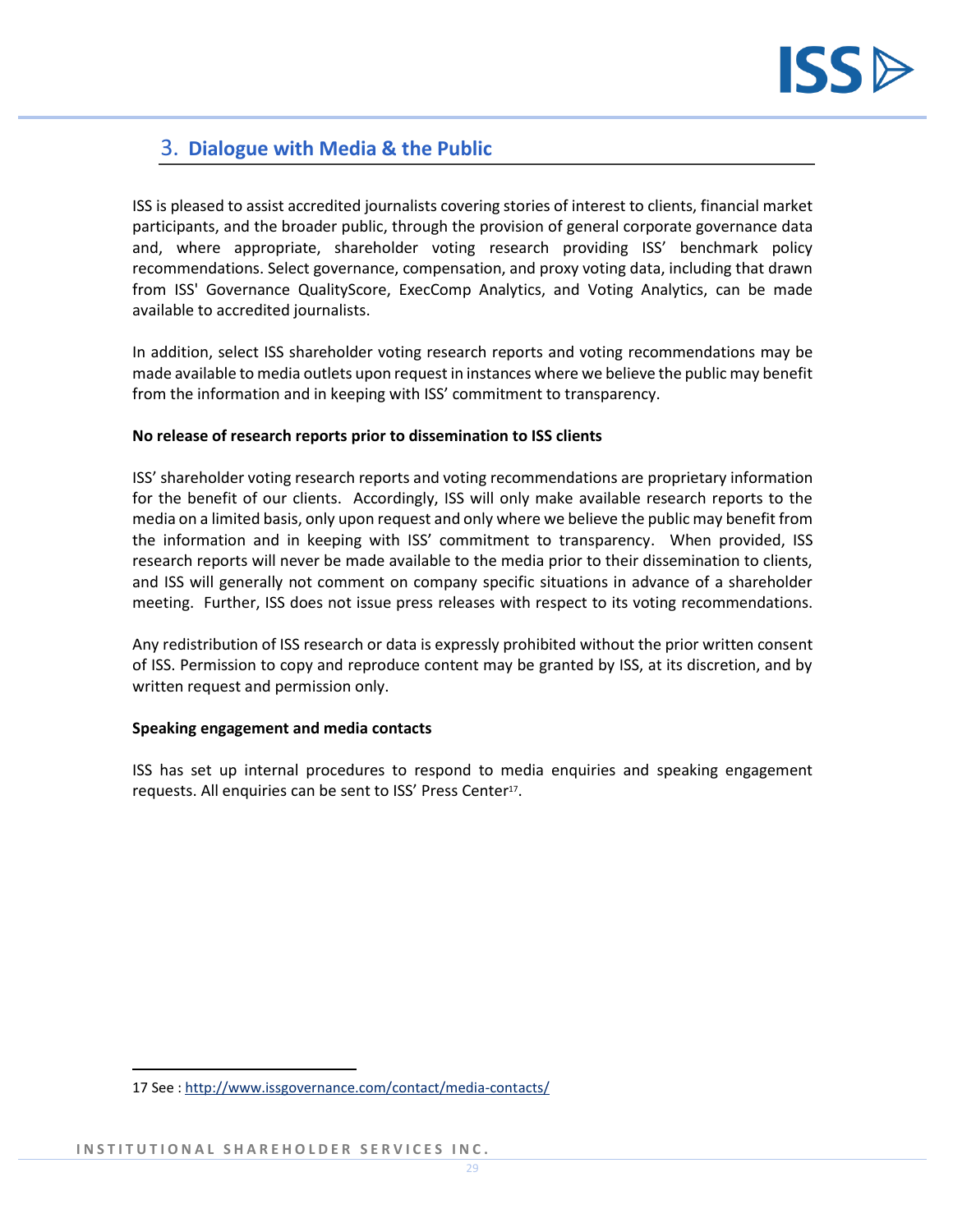## 3. Dialogue with Media & the Public

ISS is pleased to assist accredited journalists covering stories of interest to clients, financial market participants, and the broader public, through the provision of general corporate governance data and, where appropriate, shareholder voting research providing ISS' benchmark policy recommendations. Select governance, compensation, and proxy voting data, including that drawn from ISS' Governance QualityScore, ExecComp Analytics, and Voting Analytics, can be made available to accredited journalists.

In addition, select ISS shareholder voting research reports and voting recommendations may be made available to media outlets upon request in instances where we believe the public may benefit from the information and in keeping with ISS' commitment to transparency.

**No release of research reports prior to dissemination to ISS clients**

ISS' shareholder voting research reports and voting recommendations are proprietary information for the benefit of our clients. Accordingly, ISS will only make available research reports to the media on a limited basis, only upon request and only where we believe the public may benefit from the information and in keeping with ISS' commitment to transparency. When provided, ISS research reports will never be made available to the media prior to their dissemination to clients, and ISS will generally not comment on company specific situations in advance of a shareholder meeting. Further, ISS does not issue press releases with respect to its voting recommendations.

Any redistribution of ISS research or data is expressly prohibited without the prior written consent of ISS. Permission to copy and reproduce content may be granted by ISS, at its discretion, and by written request and permission only.

**Speaking engagement and media contacts**

ISS has set up internal procedures to respond to media enquiries and speaking engagement requests. All enquiries can be sent to ISS' Press Center[17].

---

17 See : http://www.issgovernance.com/contact/media-contacts/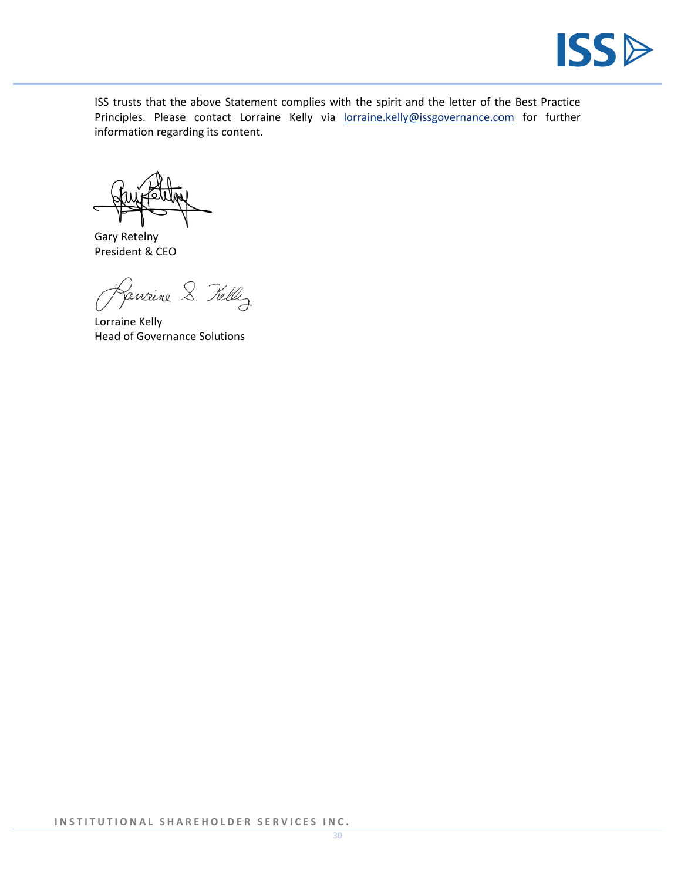ISS trusts that the above Statement complies with the spirit and the letter of the Best Practice Principles. Please contact Lorraine Kelly via lorraine.kelly@issgovernance.com for further information regarding its content.

Gary Retelny
President & CEO

Lorraine Kelly
Head of Governance Solutions